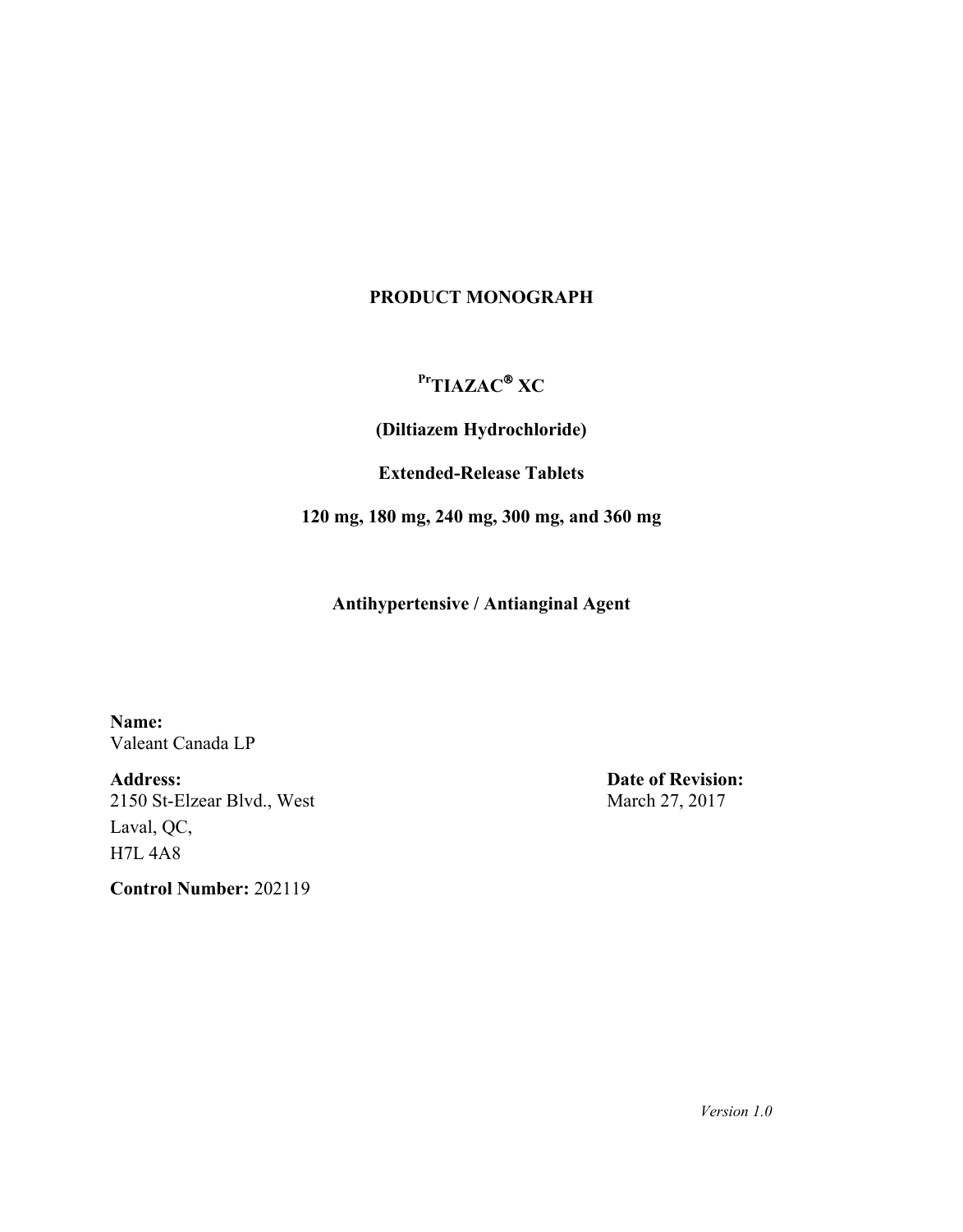**PRODUCT MONOGRAPH**

**[Pr]TIAZAC® XC**

**(Diltiazem Hydrochloride)**

**Extended-Release Tablets**

**120 mg, 180 mg, 240 mg, 300 mg, and 360 mg**

**Antihypertensive / Antianginal Agent**

**Name:**
Valeant Canada LP

**Address:**
2150 St-Elzear Blvd., West
Laval, QC,
H7L 4A8

**Date of Revision:**
March 27, 2017

**Control Number:** 202119

*Version 1.0*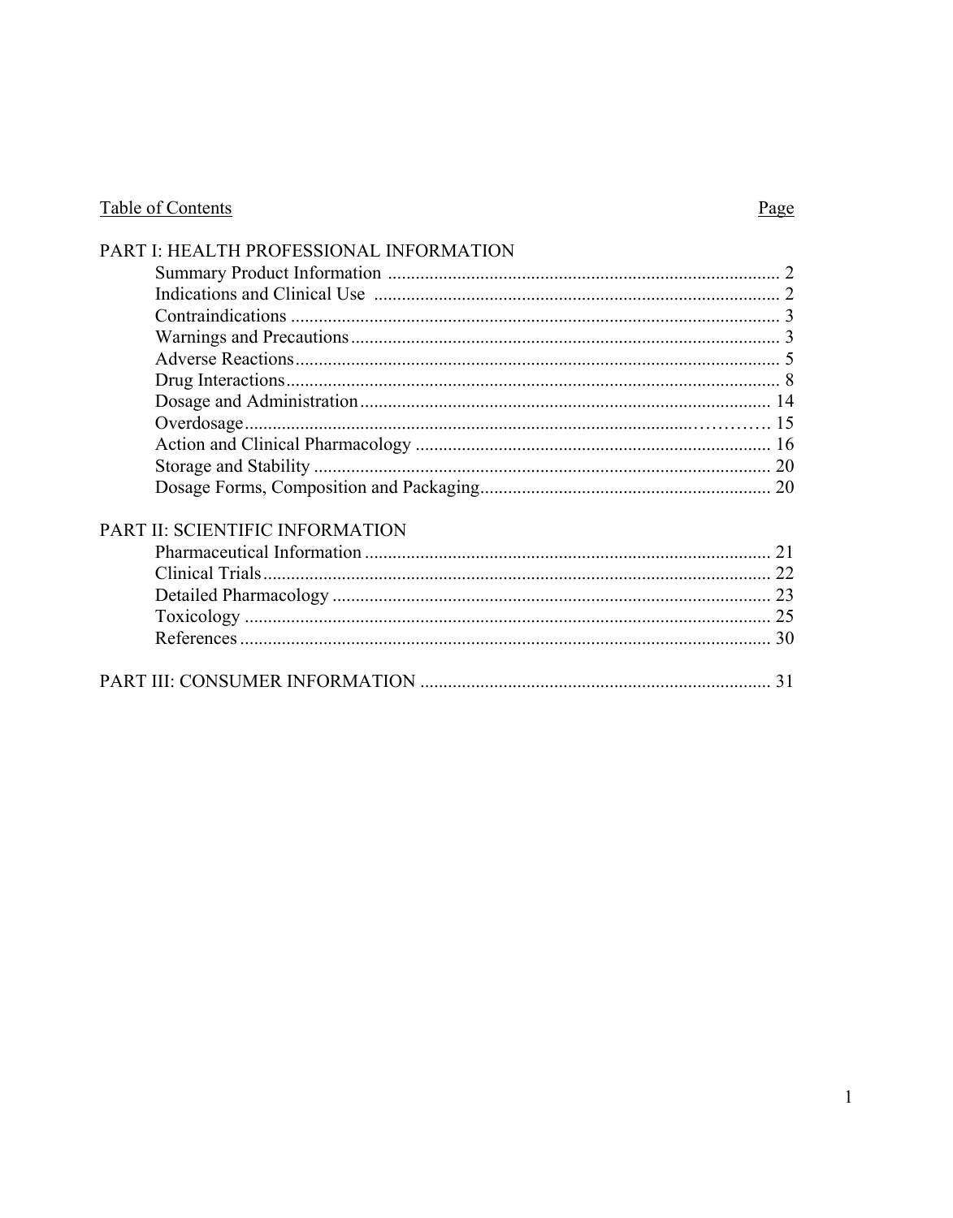| Table of Contents | Page |
|---|---|
| **PART I: HEALTH PROFESSIONAL INFORMATION** | |
| Summary Product Information | 2 |
| Indications and Clinical Use | 2 |
| Contraindications | 3 |
| Warnings and Precautions | 3 |
| Adverse Reactions | 5 |
| Drug Interactions | 8 |
| Dosage and Administration | 14 |
| Overdosage | 15 |
| Action and Clinical Pharmacology | 16 |
| Storage and Stability | 20 |
| Dosage Forms, Composition and Packaging | 20 |
| **PART II: SCIENTIFIC INFORMATION** | |
| Pharmaceutical Information | 21 |
| Clinical Trials | 22 |
| Detailed Pharmacology | 23 |
| Toxicology | 25 |
| References | 30 |
| **PART III: CONSUMER INFORMATION** | 31 |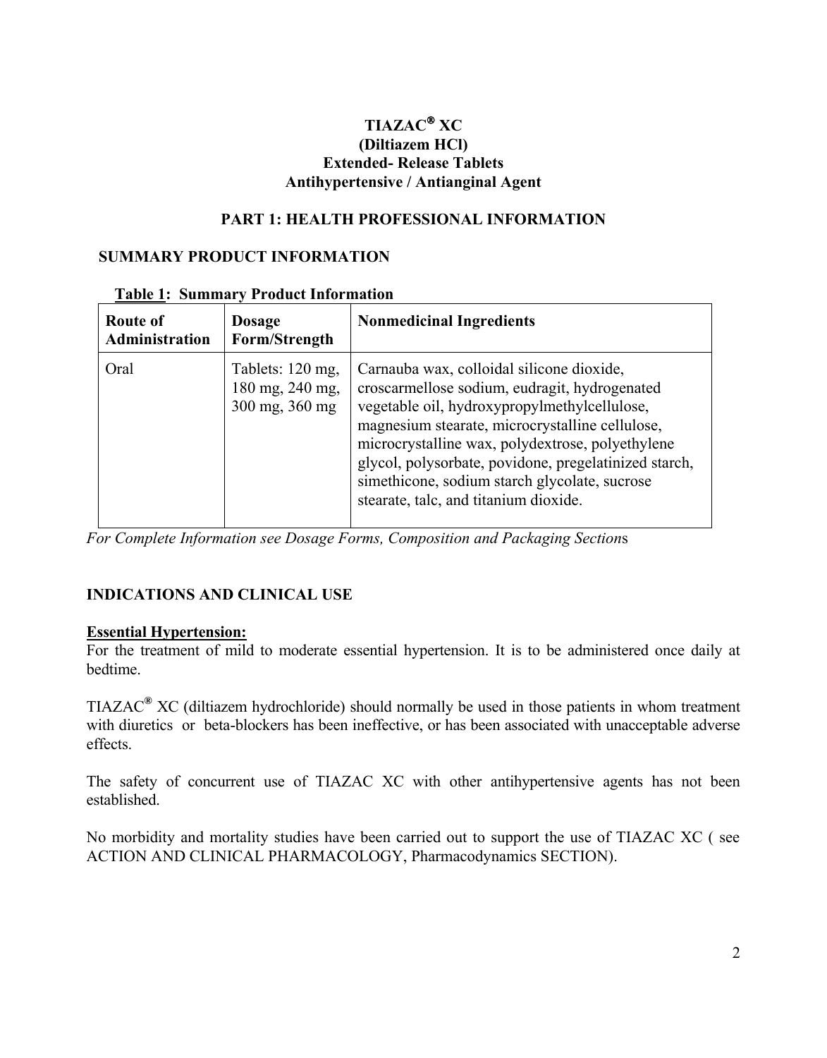**TIAZAC® XC**
**(Diltiazem HCl)**
**Extended- Release Tablets**
**Antihypertensive / Antianginal Agent**

# PART 1: HEALTH PROFESSIONAL INFORMATION

## SUMMARY PRODUCT INFORMATION

**Table 1: Summary Product Information**

| Route of Administration | Dosage Form/Strength | Nonmedicinal Ingredients |
|---|---|---|
| Oral | Tablets: 120 mg, 180 mg, 240 mg, 300 mg, 360 mg | Carnauba wax, colloidal silicone dioxide, croscarmellose sodium, eudragit, hydrogenated vegetable oil, hydroxypropylmethylcellulose, magnesium stearate, microcrystalline cellulose, microcrystalline wax, polydextrose, polyethylene glycol, polysorbate, povidone, pregelatinized starch, simethicone, sodium starch glycolate, sucrose stearate, talc, and titanium dioxide. |

*For Complete Information see Dosage Forms, Composition and Packaging Sections*

## INDICATIONS AND CLINICAL USE

**Essential Hypertension:**

For the treatment of mild to moderate essential hypertension. It is to be administered once daily at bedtime.

TIAZAC® XC (diltiazem hydrochloride) should normally be used in those patients in whom treatment with diuretics or beta-blockers has been ineffective, or has been associated with unacceptable adverse effects.

The safety of concurrent use of TIAZAC XC with other antihypertensive agents has not been established.

No morbidity and mortality studies have been carried out to support the use of TIAZAC XC ( see ACTION AND CLINICAL PHARMACOLOGY, Pharmacodynamics SECTION).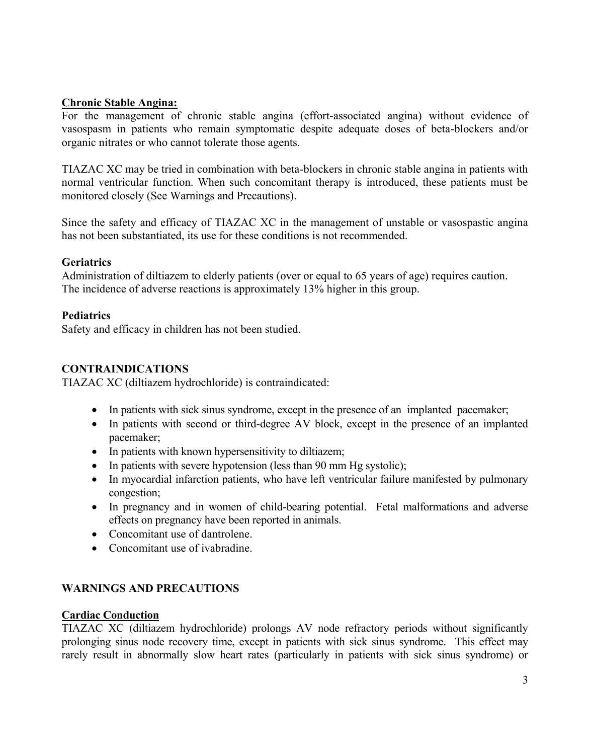**Chronic Stable Angina:**

For the management of chronic stable angina (effort-associated angina) without evidence of vasospasm in patients who remain symptomatic despite adequate doses of beta-blockers and/or organic nitrates or who cannot tolerate those agents.

TIAZAC XC may be tried in combination with beta-blockers in chronic stable angina in patients with normal ventricular function. When such concomitant therapy is introduced, these patients must be monitored closely (See Warnings and Precautions).

Since the safety and efficacy of TIAZAC XC in the management of unstable or vasospastic angina has not been substantiated, its use for these conditions is not recommended.

**Geriatrics**

Administration of diltiazem to elderly patients (over or equal to 65 years of age) requires caution. The incidence of adverse reactions is approximately 13% higher in this group.

**Pediatrics**

Safety and efficacy in children has not been studied.

## CONTRAINDICATIONS

TIAZAC XC (diltiazem hydrochloride) is contraindicated:

- In patients with sick sinus syndrome, except in the presence of an implanted pacemaker;
- In patients with second or third-degree AV block, except in the presence of an implanted pacemaker;
- In patients with known hypersensitivity to diltiazem;
- In patients with severe hypotension (less than 90 mm Hg systolic);
- In myocardial infarction patients, who have left ventricular failure manifested by pulmonary congestion;
- In pregnancy and in women of child-bearing potential. Fetal malformations and adverse effects on pregnancy have been reported in animals.
- Concomitant use of dantrolene.
- Concomitant use of ivabradine.

## WARNINGS AND PRECAUTIONS

**Cardiac Conduction**

TIAZAC XC (diltiazem hydrochloride) prolongs AV node refractory periods without significantly prolonging sinus node recovery time, except in patients with sick sinus syndrome. This effect may rarely result in abnormally slow heart rates (particularly in patients with sick sinus syndrome) or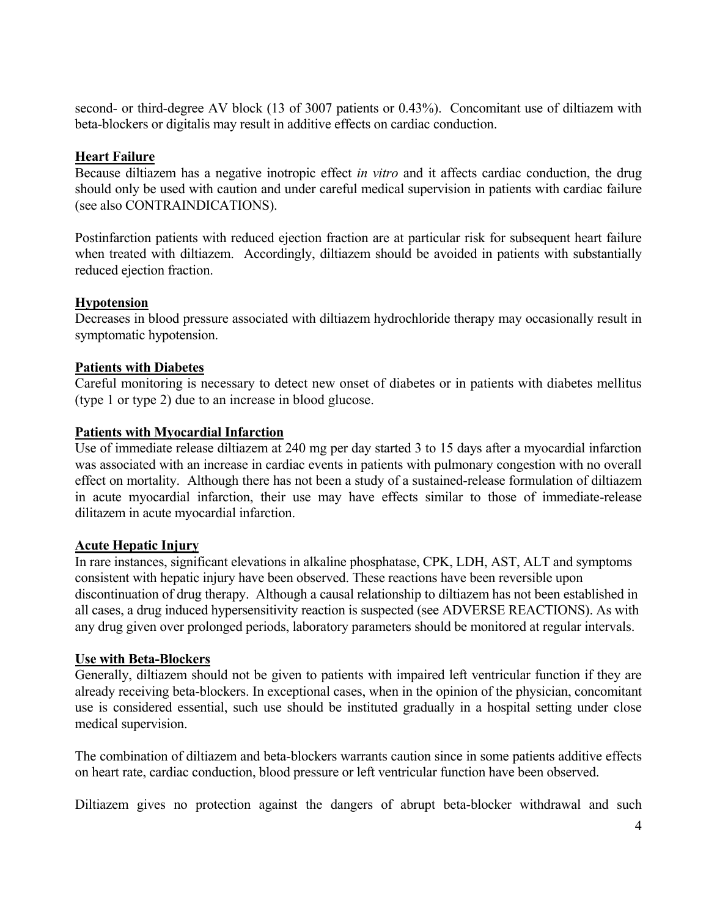second- or third-degree AV block (13 of 3007 patients or 0.43%). Concomitant use of diltiazem with beta-blockers or digitalis may result in additive effects on cardiac conduction.

**Heart Failure**

Because diltiazem has a negative inotropic effect *in vitro* and it affects cardiac conduction, the drug should only be used with caution and under careful medical supervision in patients with cardiac failure (see also CONTRAINDICATIONS).

Postinfarction patients with reduced ejection fraction are at particular risk for subsequent heart failure when treated with diltiazem. Accordingly, diltiazem should be avoided in patients with substantially reduced ejection fraction.

**Hypotension**

Decreases in blood pressure associated with diltiazem hydrochloride therapy may occasionally result in symptomatic hypotension.

**Patients with Diabetes**

Careful monitoring is necessary to detect new onset of diabetes or in patients with diabetes mellitus (type 1 or type 2) due to an increase in blood glucose.

**Patients with Myocardial Infarction**

Use of immediate release diltiazem at 240 mg per day started 3 to 15 days after a myocardial infarction was associated with an increase in cardiac events in patients with pulmonary congestion with no overall effect on mortality. Although there has not been a study of a sustained-release formulation of diltiazem in acute myocardial infarction, their use may have effects similar to those of immediate-release dilitazem in acute myocardial infarction.

**Acute Hepatic Injury**

In rare instances, significant elevations in alkaline phosphatase, CPK, LDH, AST, ALT and symptoms consistent with hepatic injury have been observed. These reactions have been reversible upon discontinuation of drug therapy. Although a causal relationship to diltiazem has not been established in all cases, a drug induced hypersensitivity reaction is suspected (see ADVERSE REACTIONS). As with any drug given over prolonged periods, laboratory parameters should be monitored at regular intervals.

**Use with Beta-Blockers**

Generally, diltiazem should not be given to patients with impaired left ventricular function if they are already receiving beta-blockers. In exceptional cases, when in the opinion of the physician, concomitant use is considered essential, such use should be instituted gradually in a hospital setting under close medical supervision.

The combination of diltiazem and beta-blockers warrants caution since in some patients additive effects on heart rate, cardiac conduction, blood pressure or left ventricular function have been observed.

Diltiazem gives no protection against the dangers of abrupt beta-blocker withdrawal and such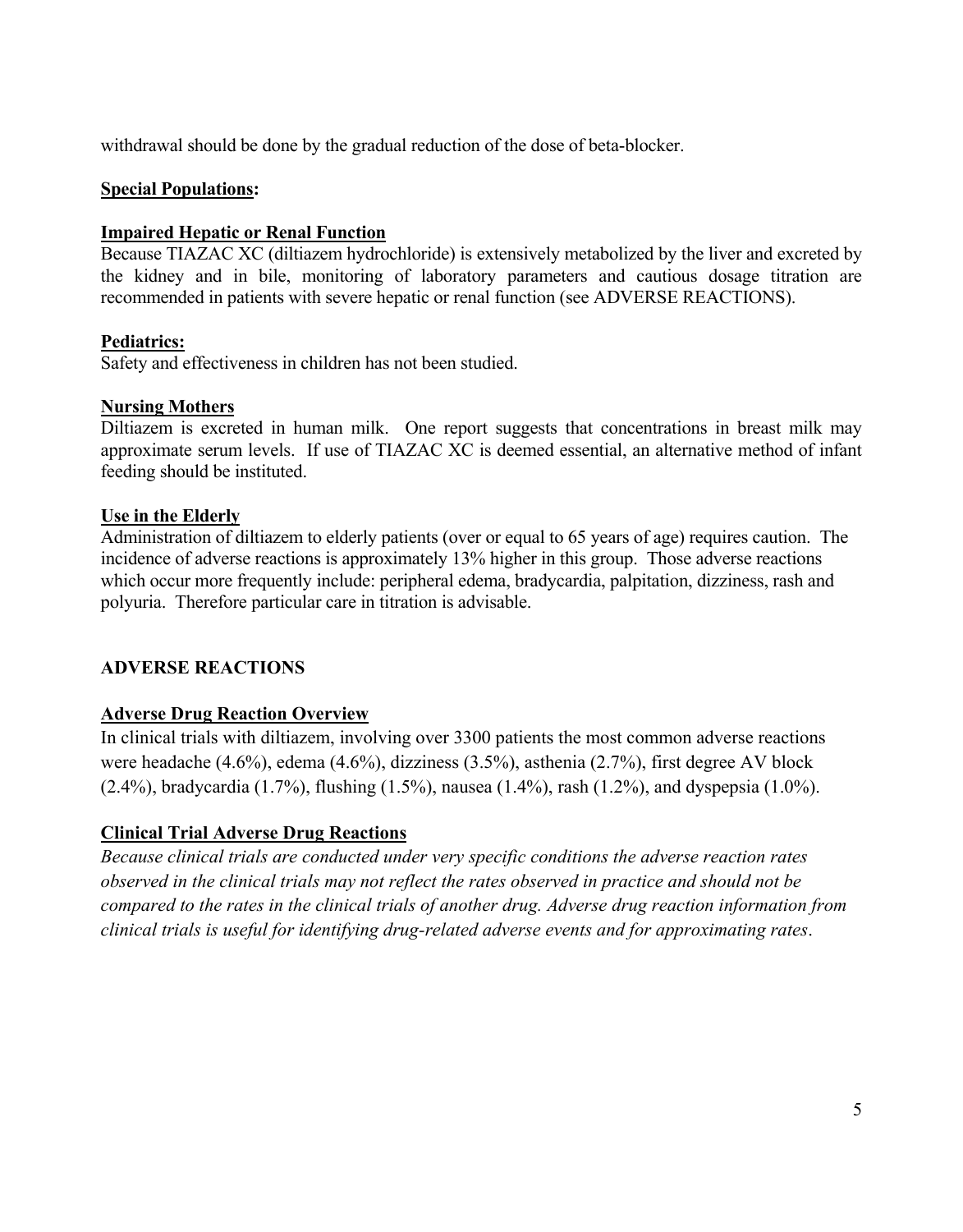withdrawal should be done by the gradual reduction of the dose of beta-blocker.

**Special Populations:**

**Impaired Hepatic or Renal Function**

Because TIAZAC XC (diltiazem hydrochloride) is extensively metabolized by the liver and excreted by the kidney and in bile, monitoring of laboratory parameters and cautious dosage titration are recommended in patients with severe hepatic or renal function (see ADVERSE REACTIONS).

**Pediatrics:**

Safety and effectiveness in children has not been studied.

**Nursing Mothers**

Diltiazem is excreted in human milk. One report suggests that concentrations in breast milk may approximate serum levels. If use of TIAZAC XC is deemed essential, an alternative method of infant feeding should be instituted.

**Use in the Elderly**

Administration of diltiazem to elderly patients (over or equal to 65 years of age) requires caution. The incidence of adverse reactions is approximately 13% higher in this group. Those adverse reactions which occur more frequently include: peripheral edema, bradycardia, palpitation, dizziness, rash and polyuria. Therefore particular care in titration is advisable.

## ADVERSE REACTIONS

**Adverse Drug Reaction Overview**

In clinical trials with diltiazem, involving over 3300 patients the most common adverse reactions were headache (4.6%), edema (4.6%), dizziness (3.5%), asthenia (2.7%), first degree AV block (2.4%), bradycardia (1.7%), flushing (1.5%), nausea (1.4%), rash (1.2%), and dyspepsia (1.0%).

**Clinical Trial Adverse Drug Reactions**

*Because clinical trials are conducted under very specific conditions the adverse reaction rates observed in the clinical trials may not reflect the rates observed in practice and should not be compared to the rates in the clinical trials of another drug. Adverse drug reaction information from clinical trials is useful for identifying drug-related adverse events and for approximating rates.*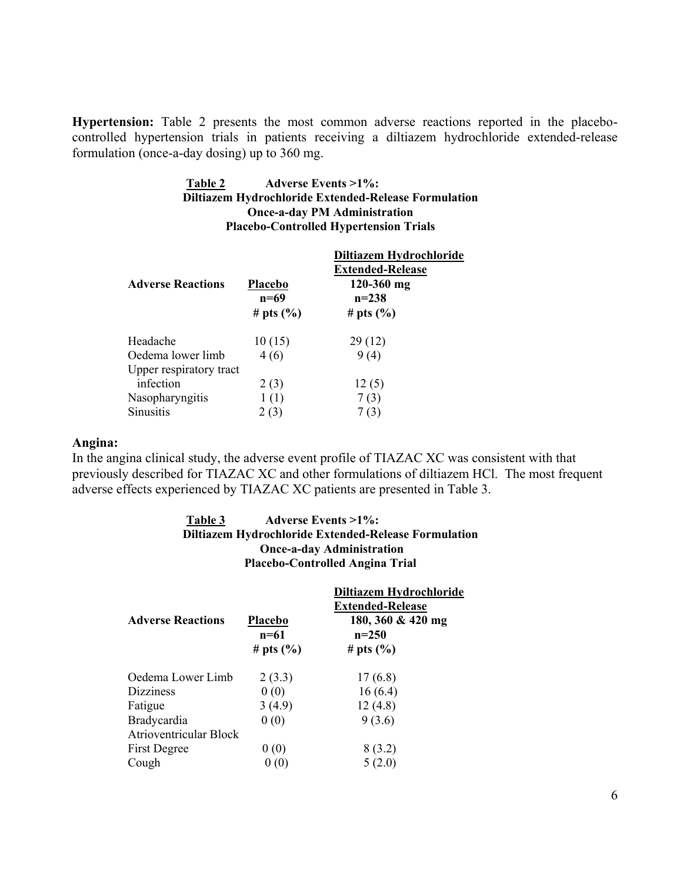**Hypertension:** Table 2 presents the most common adverse reactions reported in the placebo-controlled hypertension trials in patients receiving a diltiazem hydrochloride extended-release formulation (once-a-day dosing) up to 360 mg.

**Table 2 Adverse Events >1%: Diltiazem Hydrochloride Extended-Release Formulation Once-a-day PM Administration Placebo-Controlled Hypertension Trials**

| Adverse Reactions | Placebo n=69 # pts (%) | Diltiazem Hydrochloride Extended-Release 120-360 mg n=238 # pts (%) |
|---|---|---|
| Headache | 10 (15) | 29 (12) |
| Oedema lower limb | 4 (6) | 9 (4) |
| Upper respiratory tract infection | 2 (3) | 12 (5) |
| Nasopharyngitis | 1 (1) | 7 (3) |
| Sinusitis | 2 (3) | 7 (3) |

**Angina:**

In the angina clinical study, the adverse event profile of TIAZAC XC was consistent with that previously described for TIAZAC XC and other formulations of diltiazem HCl. The most frequent adverse effects experienced by TIAZAC XC patients are presented in Table 3.

**Table 3 Adverse Events >1%: Diltiazem Hydrochloride Extended-Release Formulation Once-a-day Administration Placebo-Controlled Angina Trial**

| Adverse Reactions | Placebo n=61 # pts (%) | Diltiazem Hydrochloride Extended-Release 180, 360 & 420 mg n=250 # pts (%) |
|---|---|---|
| Oedema Lower Limb | 2 (3.3) | 17 (6.8) |
| Dizziness | 0 (0) | 16 (6.4) |
| Fatigue | 3 (4.9) | 12 (4.8) |
| Bradycardia | 0 (0) | 9 (3.6) |
| Atrioventricular Block First Degree | 0 (0) | 8 (3.2) |
| Cough | 0 (0) | 5 (2.0) |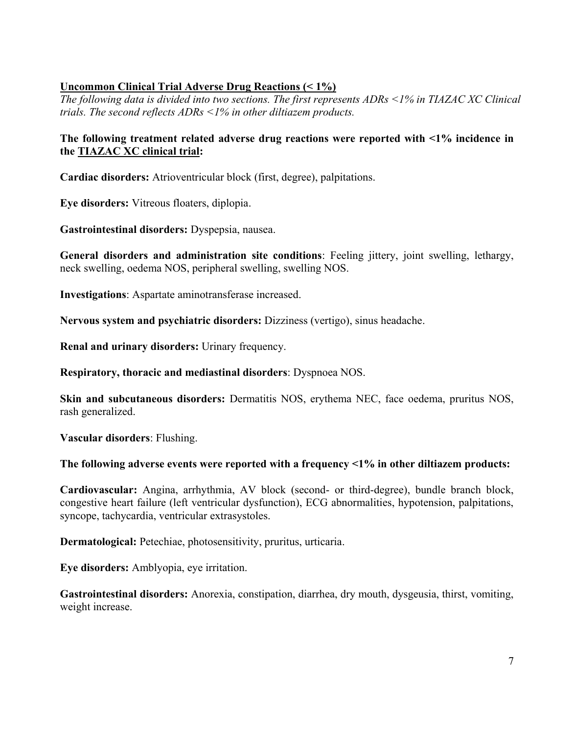**<u>Uncommon Clinical Trial Adverse Drug Reactions (< 1%)</u>**

*The following data is divided into two sections. The first represents ADRs <1% in TIAZAC XC Clinical trials. The second reflects ADRs <1% in other diltiazem products.*

**The following treatment related adverse drug reactions were reported with <1% incidence in the <u>TIAZAC XC clinical trial</u>:**

**Cardiac disorders:** Atrioventricular block (first, degree), palpitations.

**Eye disorders:** Vitreous floaters, diplopia.

**Gastrointestinal disorders:** Dyspepsia, nausea.

**General disorders and administration site conditions**: Feeling jittery, joint swelling, lethargy, neck swelling, oedema NOS, peripheral swelling, swelling NOS.

**Investigations**: Aspartate aminotransferase increased.

**Nervous system and psychiatric disorders:** Dizziness (vertigo), sinus headache.

**Renal and urinary disorders:** Urinary frequency.

**Respiratory, thoracic and mediastinal disorders**: Dyspnoea NOS.

**Skin and subcutaneous disorders:** Dermatitis NOS, erythema NEC, face oedema, pruritus NOS, rash generalized.

**Vascular disorders**: Flushing.

**The following adverse events were reported with a frequency <1% in other diltiazem products:**

**Cardiovascular:** Angina, arrhythmia, AV block (second- or third-degree), bundle branch block, congestive heart failure (left ventricular dysfunction), ECG abnormalities, hypotension, palpitations, syncope, tachycardia, ventricular extrasystoles.

**Dermatological:** Petechiae, photosensitivity, pruritus, urticaria.

**Eye disorders:** Amblyopia, eye irritation.

**Gastrointestinal disorders:** Anorexia, constipation, diarrhea, dry mouth, dysgeusia, thirst, vomiting, weight increase.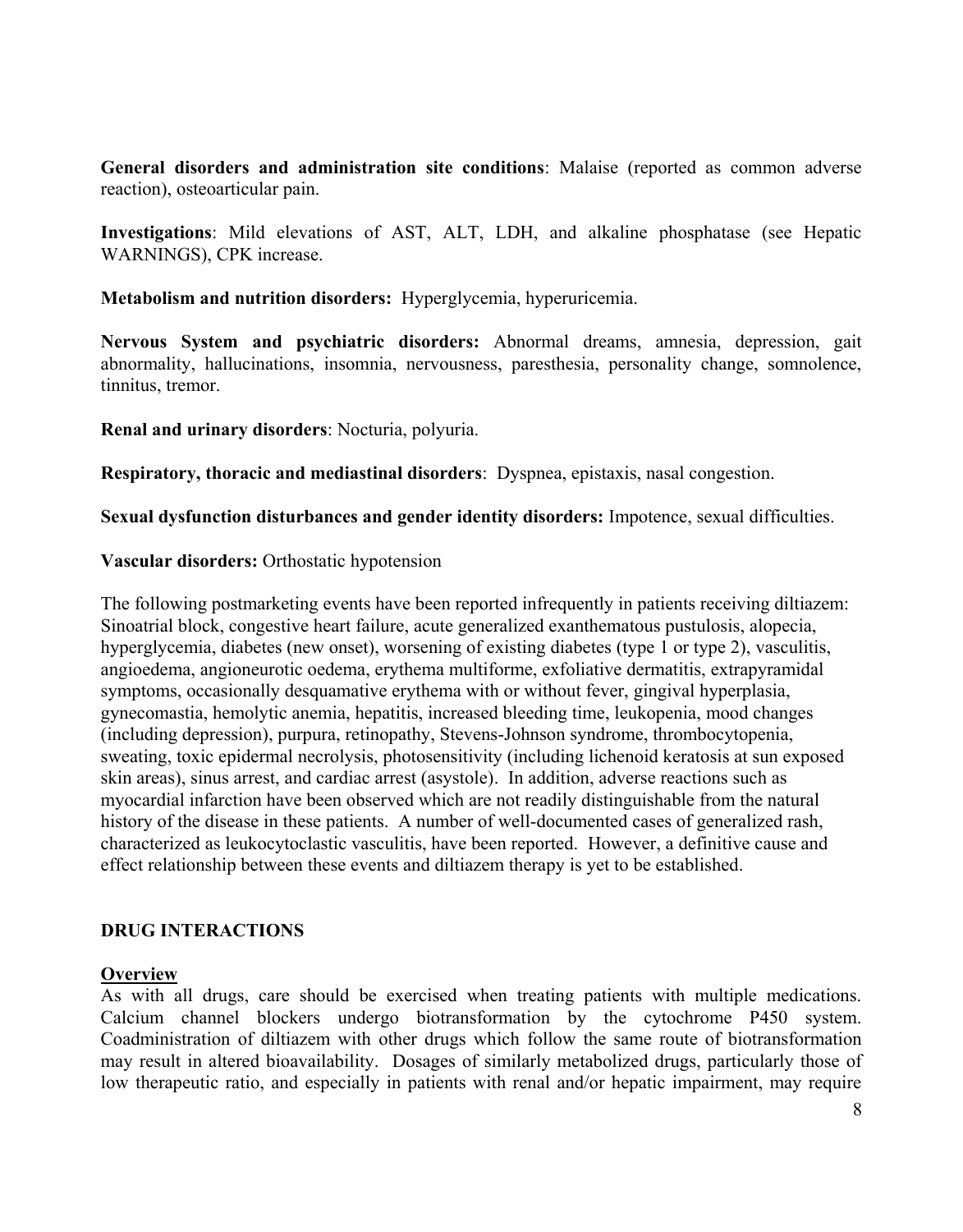**General disorders and administration site conditions**: Malaise (reported as common adverse reaction), osteoarticular pain.

**Investigations**: Mild elevations of AST, ALT, LDH, and alkaline phosphatase (see Hepatic WARNINGS), CPK increase.

**Metabolism and nutrition disorders:** Hyperglycemia, hyperuricemia.

**Nervous System and psychiatric disorders:** Abnormal dreams, amnesia, depression, gait abnormality, hallucinations, insomnia, nervousness, paresthesia, personality change, somnolence, tinnitus, tremor.

**Renal and urinary disorders**: Nocturia, polyuria.

**Respiratory, thoracic and mediastinal disorders**: Dyspnea, epistaxis, nasal congestion.

**Sexual dysfunction disturbances and gender identity disorders:** Impotence, sexual difficulties.

**Vascular disorders:** Orthostatic hypotension

The following postmarketing events have been reported infrequently in patients receiving diltiazem: Sinoatrial block, congestive heart failure, acute generalized exanthematous pustulosis, alopecia, hyperglycemia, diabetes (new onset), worsening of existing diabetes (type 1 or type 2), vasculitis, angioedema, angioneurotic oedema, erythema multiforme, exfoliative dermatitis, extrapyramidal symptoms, occasionally desquamative erythema with or without fever, gingival hyperplasia, gynecomastia, hemolytic anemia, hepatitis, increased bleeding time, leukopenia, mood changes (including depression), purpura, retinopathy, Stevens-Johnson syndrome, thrombocytopenia, sweating, toxic epidermal necrolysis, photosensitivity (including lichenoid keratosis at sun exposed skin areas), sinus arrest, and cardiac arrest (asystole). In addition, adverse reactions such as myocardial infarction have been observed which are not readily distinguishable from the natural history of the disease in these patients. A number of well-documented cases of generalized rash, characterized as leukocytoclastic vasculitis, have been reported. However, a definitive cause and effect relationship between these events and diltiazem therapy is yet to be established.

## DRUG INTERACTIONS

### Overview

As with all drugs, care should be exercised when treating patients with multiple medications. Calcium channel blockers undergo biotransformation by the cytochrome P450 system. Coadministration of diltiazem with other drugs which follow the same route of biotransformation may result in altered bioavailability. Dosages of similarly metabolized drugs, particularly those of low therapeutic ratio, and especially in patients with renal and/or hepatic impairment, may require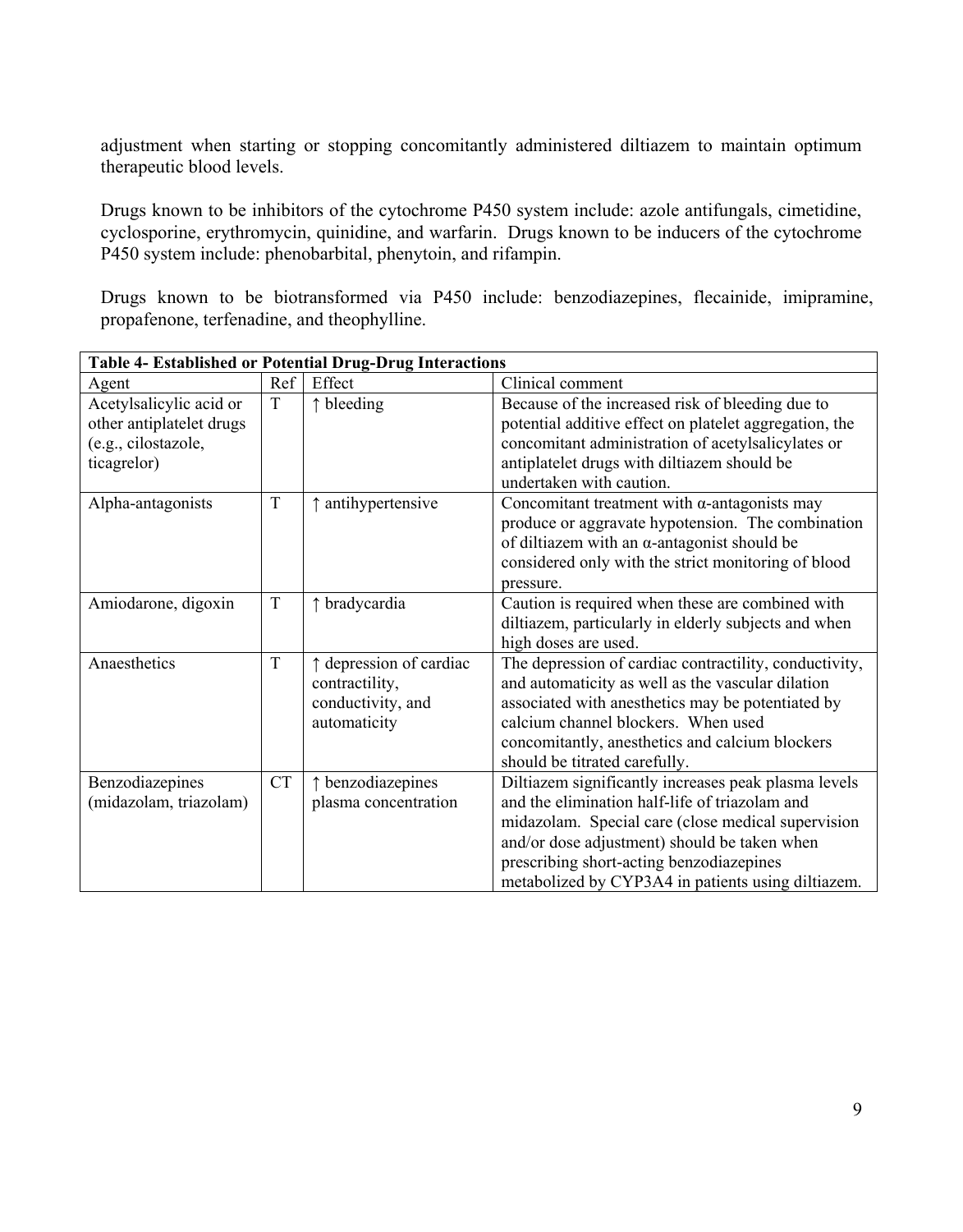adjustment when starting or stopping concomitantly administered diltiazem to maintain optimum therapeutic blood levels.

Drugs known to be inhibitors of the cytochrome P450 system include: azole antifungals, cimetidine, cyclosporine, erythromycin, quinidine, and warfarin. Drugs known to be inducers of the cytochrome P450 system include: phenobarbital, phenytoin, and rifampin.

Drugs known to be biotransformed via P450 include: benzodiazepines, flecainide, imipramine, propafenone, terfenadine, and theophylline.

**Table 4- Established or Potential Drug-Drug Interactions**

| Agent | Ref | Effect | Clinical comment |
|---|---|---|---|
| Acetylsalicylic acid or other antiplatelet drugs (e.g., cilostazole, ticagrelor) | T | ↑ bleeding | Because of the increased risk of bleeding due to potential additive effect on platelet aggregation, the concomitant administration of acetylsalicylates or antiplatelet drugs with diltiazem should be undertaken with caution. |
| Alpha-antagonists | T | ↑ antihypertensive | Concomitant treatment with α-antagonists may produce or aggravate hypotension. The combination of diltiazem with an α-antagonist should be considered only with the strict monitoring of blood pressure. |
| Amiodarone, digoxin | T | ↑ bradycardia | Caution is required when these are combined with diltiazem, particularly in elderly subjects and when high doses are used. |
| Anaesthetics | T | ↑ depression of cardiac contractility, conductivity, and automaticity | The depression of cardiac contractility, conductivity, and automaticity as well as the vascular dilation associated with anesthetics may be potentiated by calcium channel blockers. When used concomitantly, anesthetics and calcium blockers should be titrated carefully. |
| Benzodiazepines (midazolam, triazolam) | CT | ↑ benzodiazepines plasma concentration | Diltiazem significantly increases peak plasma levels and the elimination half-life of triazolam and midazolam. Special care (close medical supervision and/or dose adjustment) should be taken when prescribing short-acting benzodiazepines metabolized by CYP3A4 in patients using diltiazem. |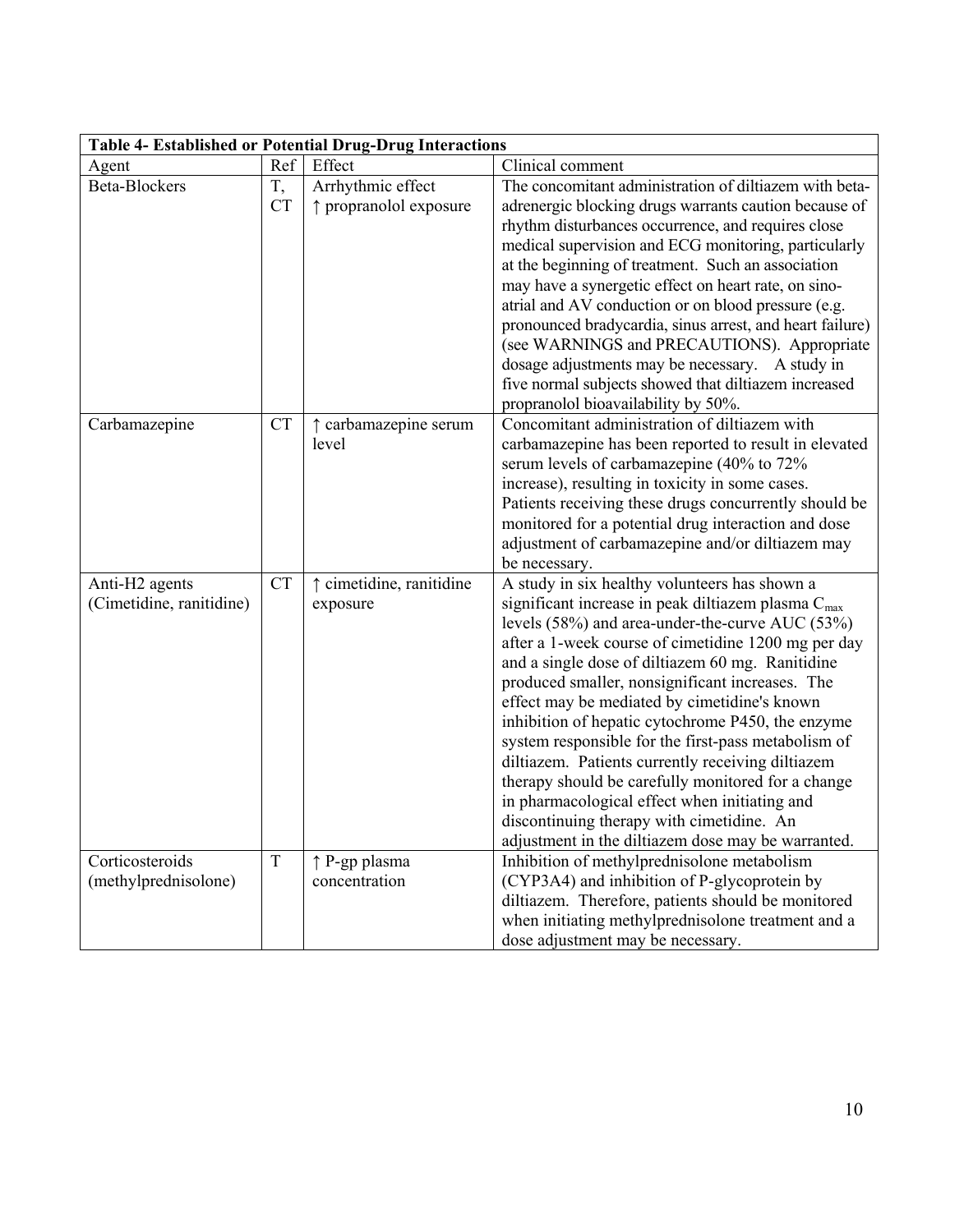| Table 4- Established or Potential Drug-Drug Interactions | | | |
|---|---|---|---|
| Agent | Ref | Effect | Clinical comment |
| Beta-Blockers | T, CT | Arrhythmic effect ↑ propranolol exposure | The concomitant administration of diltiazem with beta-adrenergic blocking drugs warrants caution because of rhythm disturbances occurrence, and requires close medical supervision and ECG monitoring, particularly at the beginning of treatment. Such an association may have a synergetic effect on heart rate, on sino-atrial and AV conduction or on blood pressure (e.g. pronounced bradycardia, sinus arrest, and heart failure) (see WARNINGS and PRECAUTIONS). Appropriate dosage adjustments may be necessary. A study in five normal subjects showed that diltiazem increased propranolol bioavailability by 50%. |
| Carbamazepine | CT | ↑ carbamazepine serum level | Concomitant administration of diltiazem with carbamazepine has been reported to result in elevated serum levels of carbamazepine (40% to 72% increase), resulting in toxicity in some cases. Patients receiving these drugs concurrently should be monitored for a potential drug interaction and dose adjustment of carbamazepine and/or diltiazem may be necessary. |
| Anti-H2 agents (Cimetidine, ranitidine) | CT | ↑ cimetidine, ranitidine exposure | A study in six healthy volunteers has shown a significant increase in peak diltiazem plasma $C_{max}$ levels (58%) and area-under-the-curve AUC (53%) after a 1-week course of cimetidine 1200 mg per day and a single dose of diltiazem 60 mg. Ranitidine produced smaller, nonsignificant increases. The effect may be mediated by cimetidine's known inhibition of hepatic cytochrome P450, the enzyme system responsible for the first-pass metabolism of diltiazem. Patients currently receiving diltiazem therapy should be carefully monitored for a change in pharmacological effect when initiating and discontinuing therapy with cimetidine. An adjustment in the diltiazem dose may be warranted. |
| Corticosteroids (methylprednisolone) | T | ↑ P-gp plasma concentration | Inhibition of methylprednisolone metabolism (CYP3A4) and inhibition of P-glycoprotein by diltiazem. Therefore, patients should be monitored when initiating methylprednisolone treatment and a dose adjustment may be necessary. |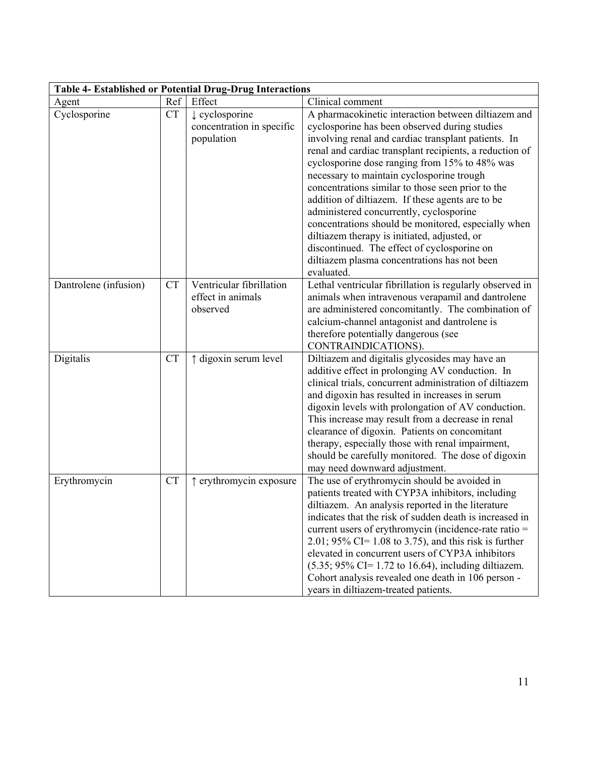| Table 4- Established or Potential Drug-Drug Interactions | | | |
|---|---|---|---|
| Agent | Ref | Effect | Clinical comment |
| Cyclosporine | CT | ↓ cyclosporine concentration in specific population | A pharmacokinetic interaction between diltiazem and cyclosporine has been observed during studies involving renal and cardiac transplant patients. In renal and cardiac transplant recipients, a reduction of cyclosporine dose ranging from 15% to 48% was necessary to maintain cyclosporine trough concentrations similar to those seen prior to the addition of diltiazem. If these agents are to be administered concurrently, cyclosporine concentrations should be monitored, especially when diltiazem therapy is initiated, adjusted, or discontinued. The effect of cyclosporine on diltiazem plasma concentrations has not been evaluated. |
| Dantrolene (infusion) | CT | Ventricular fibrillation effect in animals observed | Lethal ventricular fibrillation is regularly observed in animals when intravenous verapamil and dantrolene are administered concomitantly. The combination of calcium-channel antagonist and dantrolene is therefore potentially dangerous (see CONTRAINDICATIONS). |
| Digitalis | CT | ↑ digoxin serum level | Diltiazem and digitalis glycosides may have an additive effect in prolonging AV conduction. In clinical trials, concurrent administration of diltiazem and digoxin has resulted in increases in serum digoxin levels with prolongation of AV conduction. This increase may result from a decrease in renal clearance of digoxin. Patients on concomitant therapy, especially those with renal impairment, should be carefully monitored. The dose of digoxin may need downward adjustment. |
| Erythromycin | CT | ↑ erythromycin exposure | The use of erythromycin should be avoided in patients treated with CYP3A inhibitors, including diltiazem. An analysis reported in the literature indicates that the risk of sudden death is increased in current users of erythromycin (incidence-rate ratio = 2.01; 95% CI= 1.08 to 3.75), and this risk is further elevated in concurrent users of CYP3A inhibitors (5.35; 95% CI= 1.72 to 16.64), including diltiazem. Cohort analysis revealed one death in 106 person - years in diltiazem-treated patients. |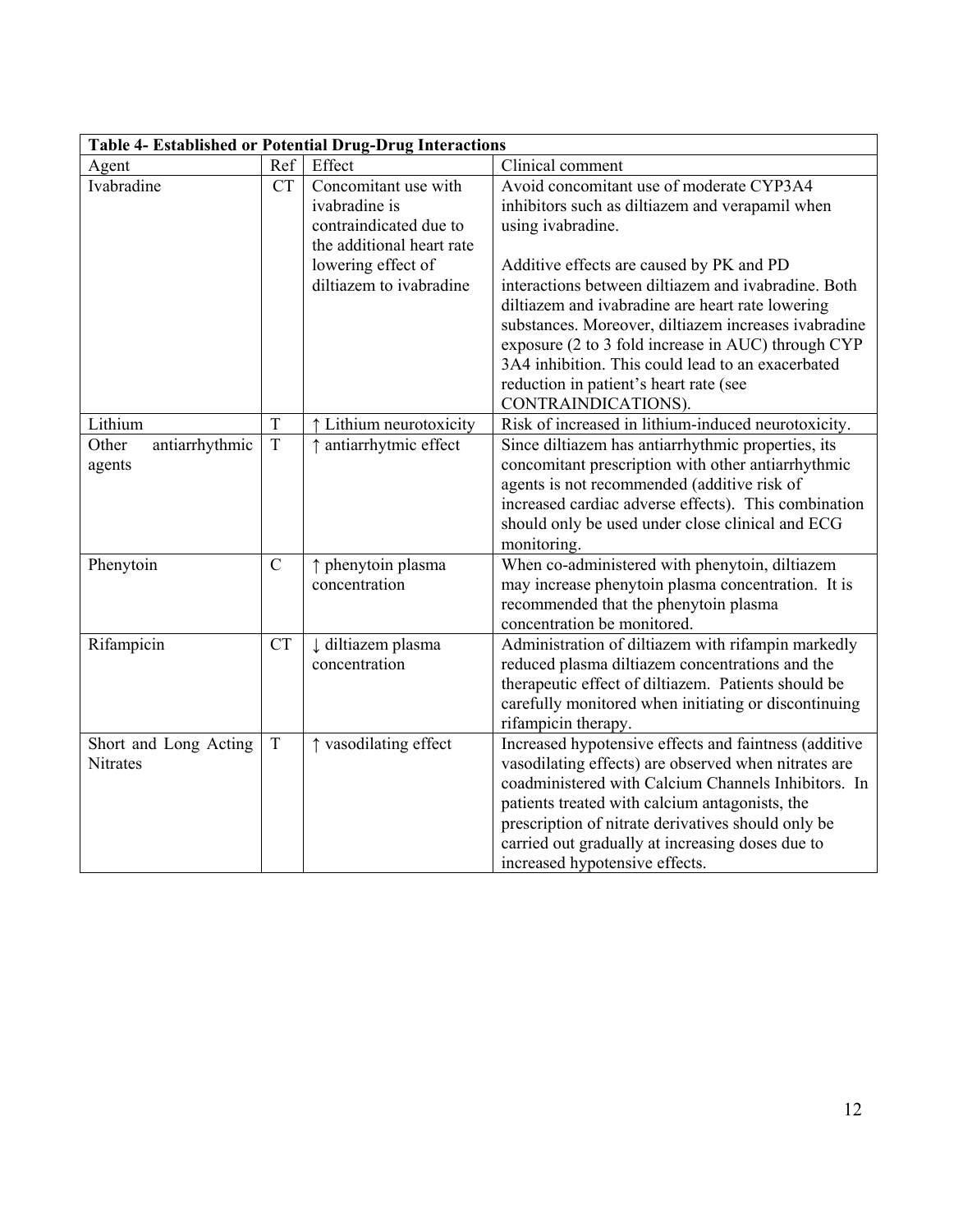| Table 4- Established or Potential Drug-Drug Interactions | | | |
|---|---|---|---|
| Agent | Ref | Effect | Clinical comment |
| Ivabradine | CT | Concomitant use with ivabradine is contraindicated due to the additional heart rate lowering effect of diltiazem to ivabradine | Avoid concomitant use of moderate CYP3A4 inhibitors such as diltiazem and verapamil when using ivabradine.<br><br>Additive effects are caused by PK and PD interactions between diltiazem and ivabradine. Both diltiazem and ivabradine are heart rate lowering substances. Moreover, diltiazem increases ivabradine exposure (2 to 3 fold increase in AUC) through CYP 3A4 inhibition. This could lead to an exacerbated reduction in patient's heart rate (see CONTRAINDICATIONS). |
| Lithium | T | ↑ Lithium neurotoxicity | Risk of increased in lithium-induced neurotoxicity. |
| Other antiarrhythmic agents | T | ↑ antiarrhytmic effect | Since diltiazem has antiarrhythmic properties, its concomitant prescription with other antiarrhythmic agents is not recommended (additive risk of increased cardiac adverse effects). This combination should only be used under close clinical and ECG monitoring. |
| Phenytoin | C | ↑ phenytoin plasma concentration | When co-administered with phenytoin, diltiazem may increase phenytoin plasma concentration. It is recommended that the phenytoin plasma concentration be monitored. |
| Rifampicin | CT | ↓ diltiazem plasma concentration | Administration of diltiazem with rifampin markedly reduced plasma diltiazem concentrations and the therapeutic effect of diltiazem. Patients should be carefully monitored when initiating or discontinuing rifampicin therapy. |
| Short and Long Acting Nitrates | T | ↑ vasodilating effect | Increased hypotensive effects and faintness (additive vasodilating effects) are observed when nitrates are coadministered with Calcium Channels Inhibitors. In patients treated with calcium antagonists, the prescription of nitrate derivatives should only be carried out gradually at increasing doses due to increased hypotensive effects. |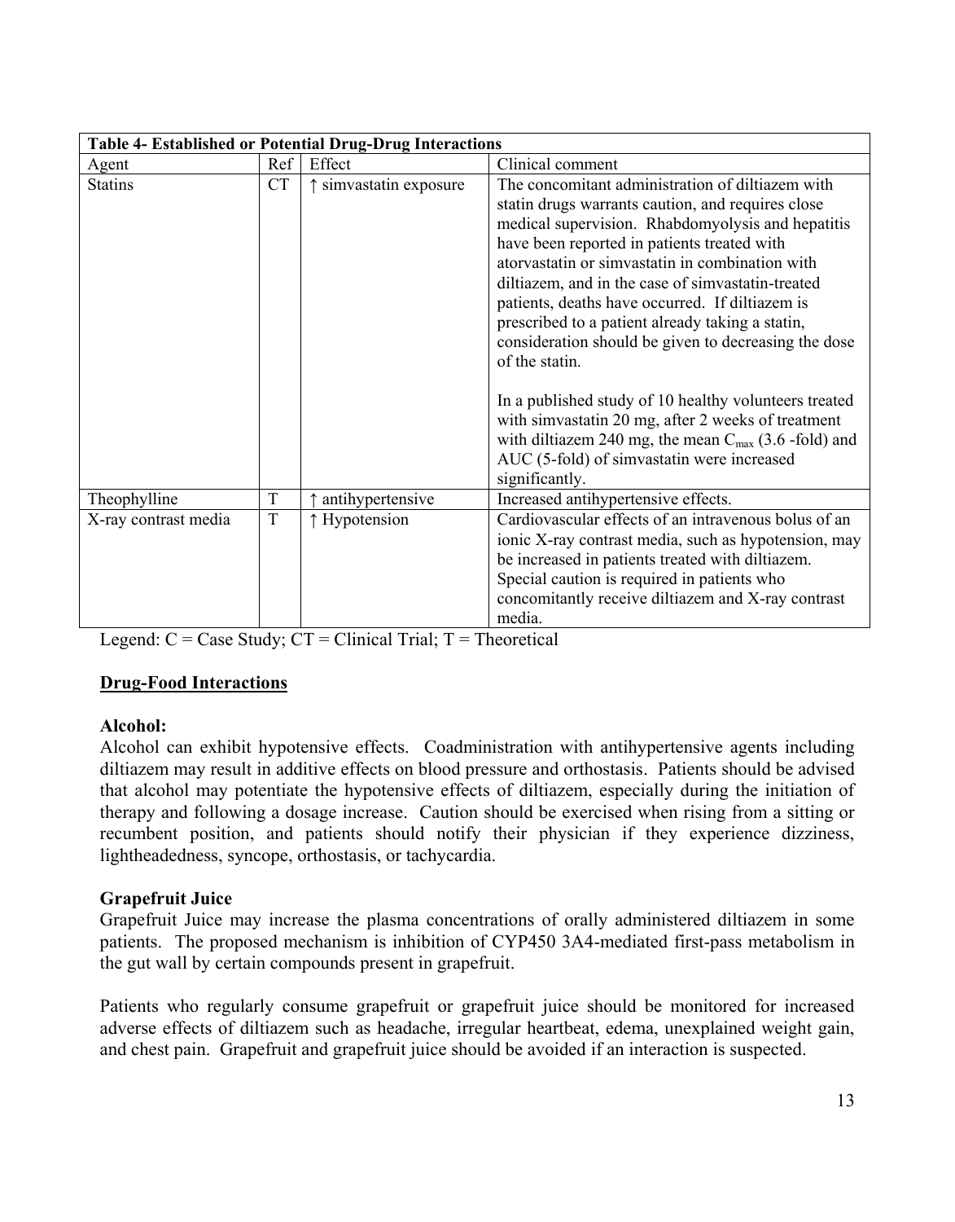| **Table 4- Established or Potential Drug-Drug Interactions** | | | |
|---|---|---|---|
| Agent | Ref | Effect | Clinical comment |
| Statins | CT | ↑ simvastatin exposure | The concomitant administration of diltiazem with statin drugs warrants caution, and requires close medical supervision. Rhabdomyolysis and hepatitis have been reported in patients treated with atorvastatin or simvastatin in combination with diltiazem, and in the case of simvastatin-treated patients, deaths have occurred. If diltiazem is prescribed to a patient already taking a statin, consideration should be given to decreasing the dose of the statin.<br><br>In a published study of 10 healthy volunteers treated with simvastatin 20 mg, after 2 weeks of treatment with diltiazem 240 mg, the mean $C_{max}$ (3.6 -fold) and AUC (5-fold) of simvastatin were increased significantly. |
| Theophylline | T | ↑ antihypertensive | Increased antihypertensive effects. |
| X-ray contrast media | T | ↑ Hypotension | Cardiovascular effects of an intravenous bolus of an ionic X-ray contrast media, such as hypotension, may be increased in patients treated with diltiazem. Special caution is required in patients who concomitantly receive diltiazem and X-ray contrast media. |

Legend: C = Case Study; CT = Clinical Trial; T = Theoretical

## Drug-Food Interactions

**Alcohol:**
Alcohol can exhibit hypotensive effects. Coadministration with antihypertensive agents including diltiazem may result in additive effects on blood pressure and orthostasis. Patients should be advised that alcohol may potentiate the hypotensive effects of diltiazem, especially during the initiation of therapy and following a dosage increase. Caution should be exercised when rising from a sitting or recumbent position, and patients should notify their physician if they experience dizziness, lightheadedness, syncope, orthostasis, or tachycardia.

**Grapefruit Juice**
Grapefruit Juice may increase the plasma concentrations of orally administered diltiazem in some patients. The proposed mechanism is inhibition of CYP450 3A4-mediated first-pass metabolism in the gut wall by certain compounds present in grapefruit.

Patients who regularly consume grapefruit or grapefruit juice should be monitored for increased adverse effects of diltiazem such as headache, irregular heartbeat, edema, unexplained weight gain, and chest pain. Grapefruit and grapefruit juice should be avoided if an interaction is suspected.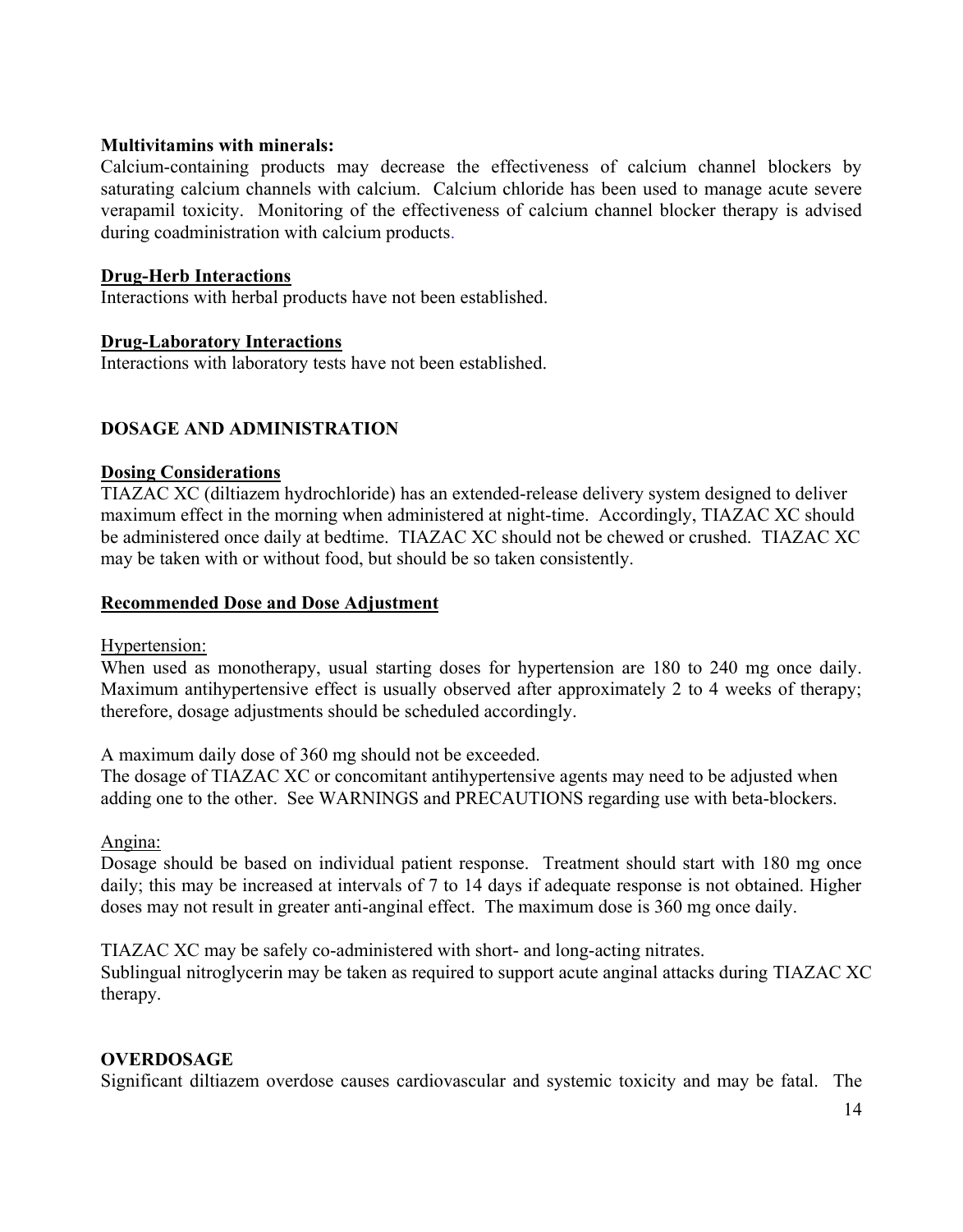**Multivitamins with minerals:**
Calcium-containing products may decrease the effectiveness of calcium channel blockers by saturating calcium channels with calcium. Calcium chloride has been used to manage acute severe verapamil toxicity. Monitoring of the effectiveness of calcium channel blocker therapy is advised during coadministration with calcium products.

**Drug-Herb Interactions**

Interactions with herbal products have not been established.

**Drug-Laboratory Interactions**

Interactions with laboratory tests have not been established.

## DOSAGE AND ADMINISTRATION

**Dosing Considerations**

TIAZAC XC (diltiazem hydrochloride) has an extended-release delivery system designed to deliver maximum effect in the morning when administered at night-time. Accordingly, TIAZAC XC should be administered once daily at bedtime. TIAZAC XC should not be chewed or crushed. TIAZAC XC may be taken with or without food, but should be so taken consistently.

**Recommended Dose and Dose Adjustment**

Hypertension:

When used as monotherapy, usual starting doses for hypertension are 180 to 240 mg once daily. Maximum antihypertensive effect is usually observed after approximately 2 to 4 weeks of therapy; therefore, dosage adjustments should be scheduled accordingly.

A maximum daily dose of 360 mg should not be exceeded.
The dosage of TIAZAC XC or concomitant antihypertensive agents may need to be adjusted when adding one to the other. See WARNINGS and PRECAUTIONS regarding use with beta-blockers.

Angina:

Dosage should be based on individual patient response. Treatment should start with 180 mg once daily; this may be increased at intervals of 7 to 14 days if adequate response is not obtained. Higher doses may not result in greater anti-anginal effect. The maximum dose is 360 mg once daily.

TIAZAC XC may be safely co-administered with short- and long-acting nitrates.
Sublingual nitroglycerin may be taken as required to support acute anginal attacks during TIAZAC XC therapy.

## OVERDOSAGE

Significant diltiazem overdose causes cardiovascular and systemic toxicity and may be fatal. The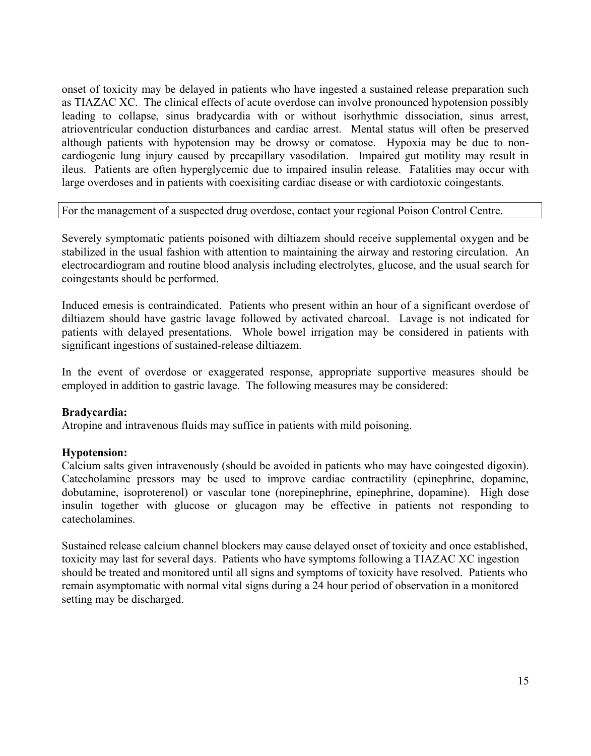onset of toxicity may be delayed in patients who have ingested a sustained release preparation such as TIAZAC XC. The clinical effects of acute overdose can involve pronounced hypotension possibly leading to collapse, sinus bradycardia with or without isorhythmic dissociation, sinus arrest, atrioventricular conduction disturbances and cardiac arrest. Mental status will often be preserved although patients with hypotension may be drowsy or comatose. Hypoxia may be due to non-cardiogenic lung injury caused by precapillary vasodilation. Impaired gut motility may result in ileus. Patients are often hyperglycemic due to impaired insulin release. Fatalities may occur with large overdoses and in patients with coexisiting cardiac disease or with cardiotoxic coingestants.

| For the management of a suspected drug overdose, contact your regional Poison Control Centre. |
|---|

Severely symptomatic patients poisoned with diltiazem should receive supplemental oxygen and be stabilized in the usual fashion with attention to maintaining the airway and restoring circulation. An electrocardiogram and routine blood analysis including electrolytes, glucose, and the usual search for coingestants should be performed.

Induced emesis is contraindicated. Patients who present within an hour of a significant overdose of diltiazem should have gastric lavage followed by activated charcoal. Lavage is not indicated for patients with delayed presentations. Whole bowel irrigation may be considered in patients with significant ingestions of sustained-release diltiazem.

In the event of overdose or exaggerated response, appropriate supportive measures should be employed in addition to gastric lavage. The following measures may be considered:

**Bradycardia:**
Atropine and intravenous fluids may suffice in patients with mild poisoning.

**Hypotension:**
Calcium salts given intravenously (should be avoided in patients who may have coingested digoxin). Catecholamine pressors may be used to improve cardiac contractility (epinephrine, dopamine, dobutamine, isoproterenol) or vascular tone (norepinephrine, epinephrine, dopamine). High dose insulin together with glucose or glucagon may be effective in patients not responding to catecholamines.

Sustained release calcium channel blockers may cause delayed onset of toxicity and once established, toxicity may last for several days. Patients who have symptoms following a TIAZAC XC ingestion should be treated and monitored until all signs and symptoms of toxicity have resolved. Patients who remain asymptomatic with normal vital signs during a 24 hour period of observation in a monitored setting may be discharged.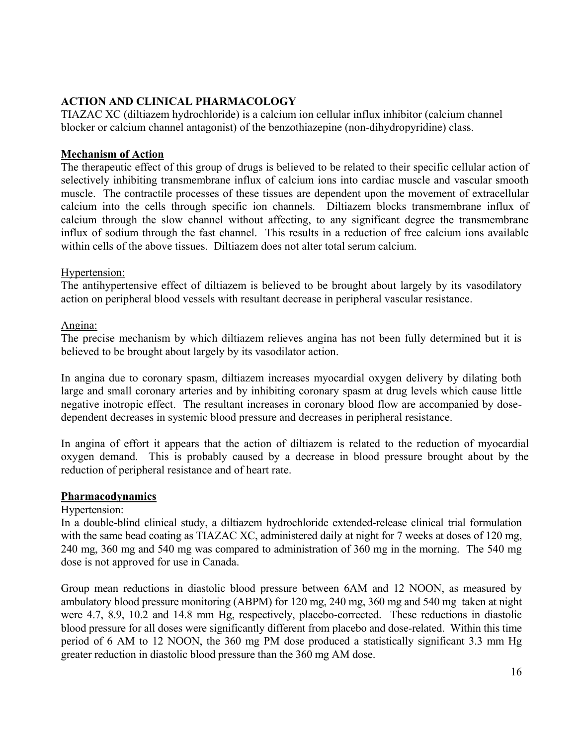## ACTION AND CLINICAL PHARMACOLOGY

TIAZAC XC (diltiazem hydrochloride) is a calcium ion cellular influx inhibitor (calcium channel blocker or calcium channel antagonist) of the benzothiazepine (non-dihydropyridine) class.

### Mechanism of Action

The therapeutic effect of this group of drugs is believed to be related to their specific cellular action of selectively inhibiting transmembrane influx of calcium ions into cardiac muscle and vascular smooth muscle. The contractile processes of these tissues are dependent upon the movement of extracellular calcium into the cells through specific ion channels. Diltiazem blocks transmembrane influx of calcium through the slow channel without affecting, to any significant degree the transmembrane influx of sodium through the fast channel. This results in a reduction of free calcium ions available within cells of the above tissues. Diltiazem does not alter total serum calcium.

Hypertension:

The antihypertensive effect of diltiazem is believed to be brought about largely by its vasodilatory action on peripheral blood vessels with resultant decrease in peripheral vascular resistance.

Angina:

The precise mechanism by which diltiazem relieves angina has not been fully determined but it is believed to be brought about largely by its vasodilator action.

In angina due to coronary spasm, diltiazem increases myocardial oxygen delivery by dilating both large and small coronary arteries and by inhibiting coronary spasm at drug levels which cause little negative inotropic effect. The resultant increases in coronary blood flow are accompanied by dose-dependent decreases in systemic blood pressure and decreases in peripheral resistance.

In angina of effort it appears that the action of diltiazem is related to the reduction of myocardial oxygen demand. This is probably caused by a decrease in blood pressure brought about by the reduction of peripheral resistance and of heart rate.

### Pharmacodynamics

Hypertension:

In a double-blind clinical study, a diltiazem hydrochloride extended-release clinical trial formulation with the same bead coating as TIAZAC XC, administered daily at night for 7 weeks at doses of 120 mg, 240 mg, 360 mg and 540 mg was compared to administration of 360 mg in the morning. The 540 mg dose is not approved for use in Canada.

Group mean reductions in diastolic blood pressure between 6AM and 12 NOON, as measured by ambulatory blood pressure monitoring (ABPM) for 120 mg, 240 mg, 360 mg and 540 mg taken at night were 4.7, 8.9, 10.2 and 14.8 mm Hg, respectively, placebo-corrected. These reductions in diastolic blood pressure for all doses were significantly different from placebo and dose-related. Within this time period of 6 AM to 12 NOON, the 360 mg PM dose produced a statistically significant 3.3 mm Hg greater reduction in diastolic blood pressure than the 360 mg AM dose.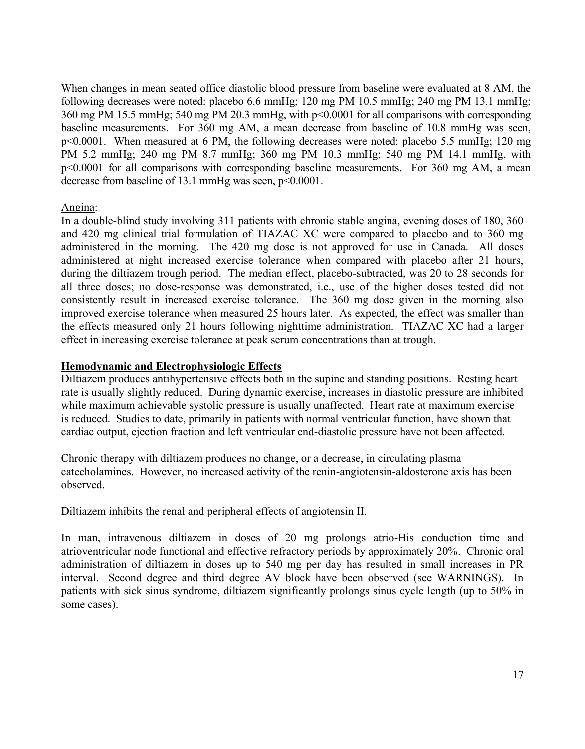When changes in mean seated office diastolic blood pressure from baseline were evaluated at 8 AM, the following decreases were noted: placebo 6.6 mmHg; 120 mg PM 10.5 mmHg; 240 mg PM 13.1 mmHg; 360 mg PM 15.5 mmHg; 540 mg PM 20.3 mmHg, with p<0.0001 for all comparisons with corresponding baseline measurements. For 360 mg AM, a mean decrease from baseline of 10.8 mmHg was seen, p<0.0001. When measured at 6 PM, the following decreases were noted: placebo 5.5 mmHg; 120 mg PM 5.2 mmHg; 240 mg PM 8.7 mmHg; 360 mg PM 10.3 mmHg; 540 mg PM 14.1 mmHg, with p<0.0001 for all comparisons with corresponding baseline measurements. For 360 mg AM, a mean decrease from baseline of 13.1 mmHg was seen, p<0.0001.

Angina:

In a double-blind study involving 311 patients with chronic stable angina, evening doses of 180, 360 and 420 mg clinical trial formulation of TIAZAC XC were compared to placebo and to 360 mg administered in the morning. The 420 mg dose is not approved for use in Canada. All doses administered at night increased exercise tolerance when compared with placebo after 21 hours, during the diltiazem trough period. The median effect, placebo-subtracted, was 20 to 28 seconds for all three doses; no dose-response was demonstrated, i.e., use of the higher doses tested did not consistently result in increased exercise tolerance. The 360 mg dose given in the morning also improved exercise tolerance when measured 25 hours later. As expected, the effect was smaller than the effects measured only 21 hours following nighttime administration. TIAZAC XC had a larger effect in increasing exercise tolerance at peak serum concentrations than at trough.

**Hemodynamic and Electrophysiologic Effects**

Diltiazem produces antihypertensive effects both in the supine and standing positions. Resting heart rate is usually slightly reduced. During dynamic exercise, increases in diastolic pressure are inhibited while maximum achievable systolic pressure is usually unaffected. Heart rate at maximum exercise is reduced. Studies to date, primarily in patients with normal ventricular function, have shown that cardiac output, ejection fraction and left ventricular end-diastolic pressure have not been affected.

Chronic therapy with diltiazem produces no change, or a decrease, in circulating plasma catecholamines. However, no increased activity of the renin-angiotensin-aldosterone axis has been observed.

Diltiazem inhibits the renal and peripheral effects of angiotensin II.

In man, intravenous diltiazem in doses of 20 mg prolongs atrio-His conduction time and atrioventricular node functional and effective refractory periods by approximately 20%. Chronic oral administration of diltiazem in doses up to 540 mg per day has resulted in small increases in PR interval. Second degree and third degree AV block have been observed (see WARNINGS). In patients with sick sinus syndrome, diltiazem significantly prolongs sinus cycle length (up to 50% in some cases).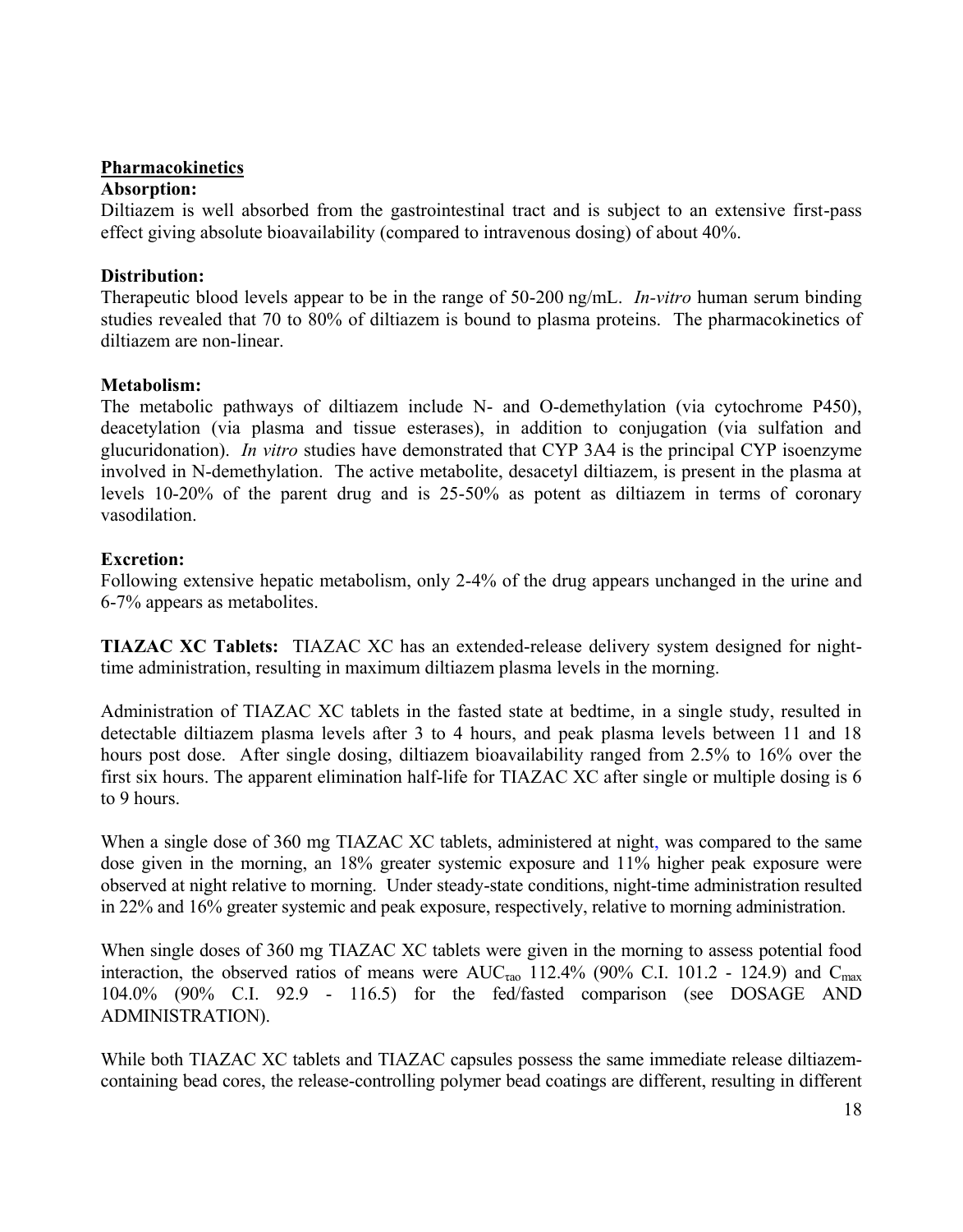## Pharmacokinetics

**Absorption:**

Diltiazem is well absorbed from the gastrointestinal tract and is subject to an extensive first-pass effect giving absolute bioavailability (compared to intravenous dosing) of about 40%.

**Distribution:**

Therapeutic blood levels appear to be in the range of 50-200 ng/mL. *In-vitro* human serum binding studies revealed that 70 to 80% of diltiazem is bound to plasma proteins. The pharmacokinetics of diltiazem are non-linear.

**Metabolism:**

The metabolic pathways of diltiazem include N- and O-demethylation (via cytochrome P450), deacetylation (via plasma and tissue esterases), in addition to conjugation (via sulfation and glucuridonation). *In vitro* studies have demonstrated that CYP 3A4 is the principal CYP isoenzyme involved in N-demethylation. The active metabolite, desacetyl diltiazem, is present in the plasma at levels 10-20% of the parent drug and is 25-50% as potent as diltiazem in terms of coronary vasodilation.

**Excretion:**

Following extensive hepatic metabolism, only 2-4% of the drug appears unchanged in the urine and 6-7% appears as metabolites.

**TIAZAC XC Tablets:** TIAZAC XC has an extended-release delivery system designed for night-time administration, resulting in maximum diltiazem plasma levels in the morning.

Administration of TIAZAC XC tablets in the fasted state at bedtime, in a single study, resulted in detectable diltiazem plasma levels after 3 to 4 hours, and peak plasma levels between 11 and 18 hours post dose. After single dosing, diltiazem bioavailability ranged from 2.5% to 16% over the first six hours. The apparent elimination half-life for TIAZAC XC after single or multiple dosing is 6 to 9 hours.

When a single dose of 360 mg TIAZAC XC tablets, administered at night, was compared to the same dose given in the morning, an 18% greater systemic exposure and 11% higher peak exposure were observed at night relative to morning. Under steady-state conditions, night-time administration resulted in 22% and 16% greater systemic and peak exposure, respectively, relative to morning administration.

When single doses of 360 mg TIAZAC XC tablets were given in the morning to assess potential food interaction, the observed ratios of means were $AUC_{\tau ao}$ 112.4% (90% C.I. 101.2 - 124.9) and $C_{max}$ 104.0% (90% C.I. 92.9 - 116.5) for the fed/fasted comparison (see DOSAGE AND ADMINISTRATION).

While both TIAZAC XC tablets and TIAZAC capsules possess the same immediate release diltiazem-containing bead cores, the release-controlling polymer bead coatings are different, resulting in different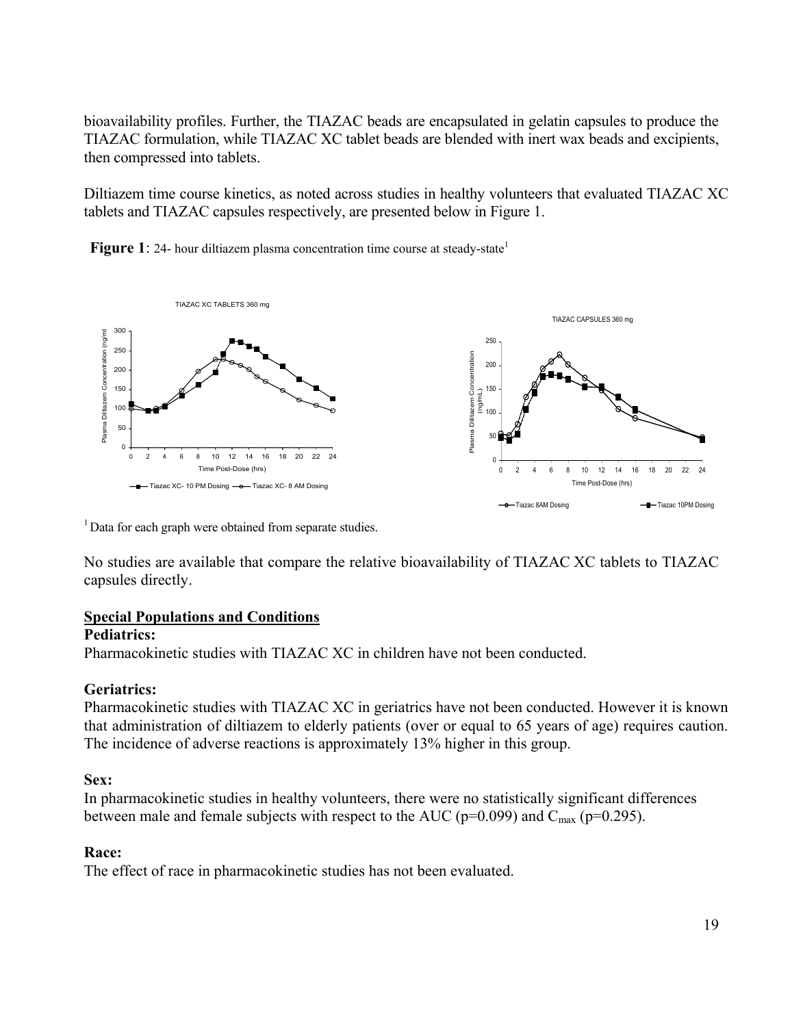bioavailability profiles. Further, the TIAZAC beads are encapsulated in gelatin capsules to produce the TIAZAC formulation, while TIAZAC XC tablet beads are blended with inert wax beads and excipients, then compressed into tablets.

Diltiazem time course kinetics, as noted across studies in healthy volunteers that evaluated TIAZAC XC tablets and TIAZAC capsules respectively, are presented below in Figure 1.

**Figure 1**: 24- hour diltiazem plasma concentration time course at steady-state[1]

[1] Data for each graph were obtained from separate studies.

No studies are available that compare the relative bioavailability of TIAZAC XC tablets to TIAZAC capsules directly.

## Special Populations and Conditions

**Pediatrics:**

Pharmacokinetic studies with TIAZAC XC in children have not been conducted.

**Geriatrics:**

Pharmacokinetic studies with TIAZAC XC in geriatrics have not been conducted. However it is known that administration of diltiazem to elderly patients (over or equal to 65 years of age) requires caution. The incidence of adverse reactions is approximately 13% higher in this group.

**Sex:**

In pharmacokinetic studies in healthy volunteers, there were no statistically significant differences between male and female subjects with respect to the AUC ($p=0.099$) and $C_{max}$ ($p=0.295$).

**Race:**

The effect of race in pharmacokinetic studies has not been evaluated.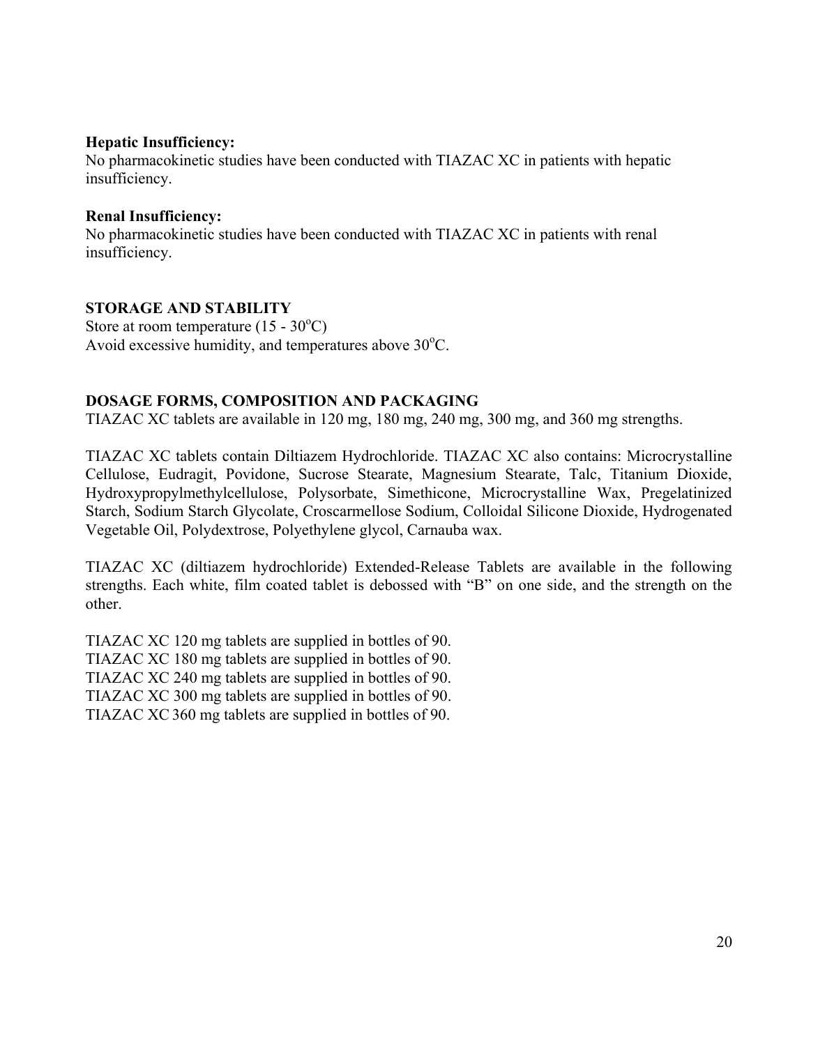**Hepatic Insufficiency:**
No pharmacokinetic studies have been conducted with TIAZAC XC in patients with hepatic insufficiency.

**Renal Insufficiency:**
No pharmacokinetic studies have been conducted with TIAZAC XC in patients with renal insufficiency.

## STORAGE AND STABILITY

Store at room temperature (15 - 30°C)
Avoid excessive humidity, and temperatures above 30°C.

## DOSAGE FORMS, COMPOSITION AND PACKAGING

TIAZAC XC tablets are available in 120 mg, 180 mg, 240 mg, 300 mg, and 360 mg strengths.

TIAZAC XC tablets contain Diltiazem Hydrochloride. TIAZAC XC also contains: Microcrystalline Cellulose, Eudragit, Povidone, Sucrose Stearate, Magnesium Stearate, Talc, Titanium Dioxide, Hydroxypropylmethylcellulose, Polysorbate, Simethicone, Microcrystalline Wax, Pregelatinized Starch, Sodium Starch Glycolate, Croscarmellose Sodium, Colloidal Silicone Dioxide, Hydrogenated Vegetable Oil, Polydextrose, Polyethylene glycol, Carnauba wax.

TIAZAC XC (diltiazem hydrochloride) Extended-Release Tablets are available in the following strengths. Each white, film coated tablet is debossed with "B" on one side, and the strength on the other.

TIAZAC XC 120 mg tablets are supplied in bottles of 90.
TIAZAC XC 180 mg tablets are supplied in bottles of 90.
TIAZAC XC 240 mg tablets are supplied in bottles of 90.
TIAZAC XC 300 mg tablets are supplied in bottles of 90.
TIAZAC XC 360 mg tablets are supplied in bottles of 90.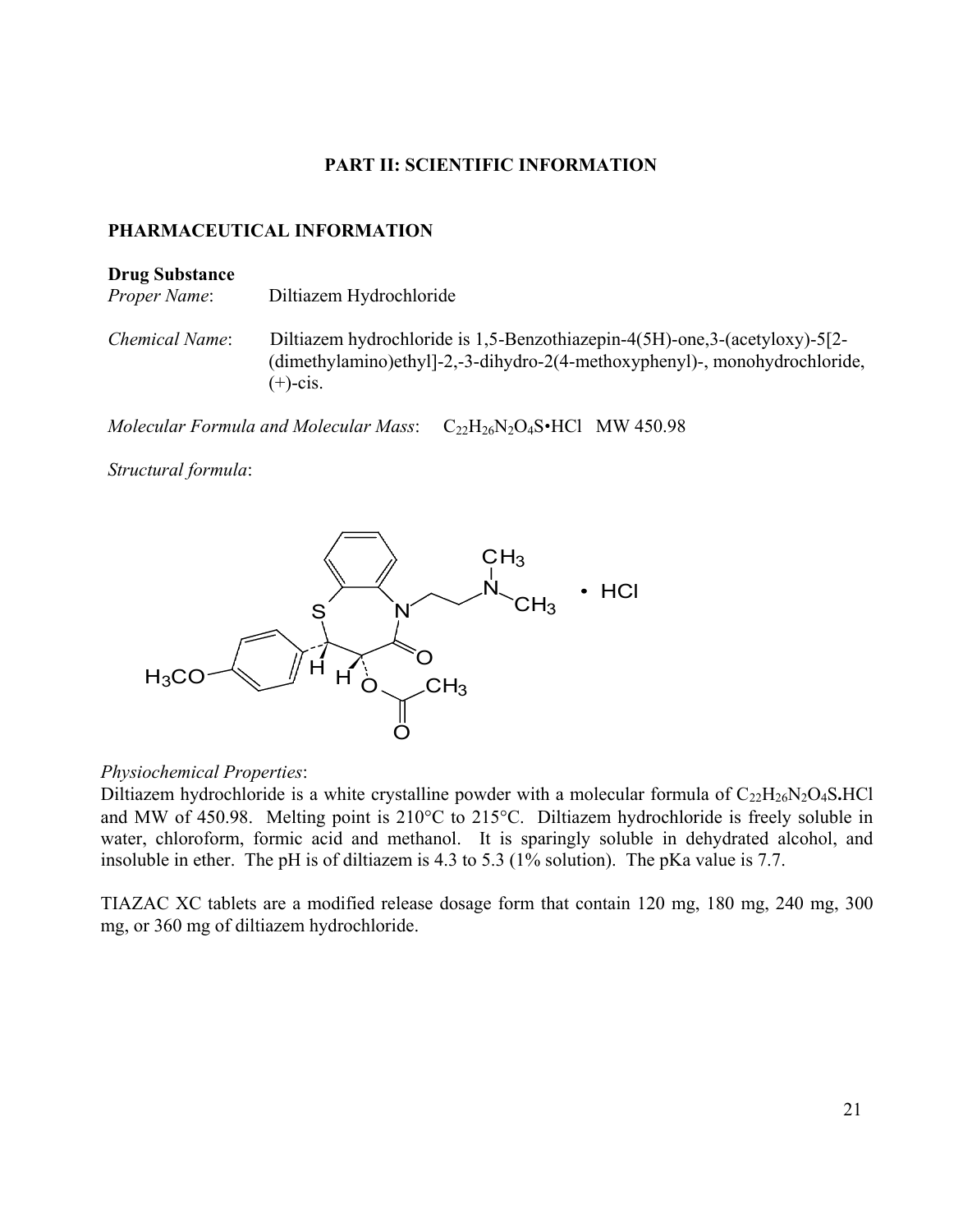**PART II: SCIENTIFIC INFORMATION**

## PHARMACEUTICAL INFORMATION

**Drug Substance**

*Proper Name*: Diltiazem Hydrochloride

*Chemical Name*: Diltiazem hydrochloride is 1,5-Benzothiazepin-4(5H)-one,3-(acetyloxy)-5[2-(dimethylamino)ethyl]-2,-3-dihydro-2(4-methoxyphenyl)-, monohydrochloride, (+)-cis.

*Molecular Formula and Molecular Mass*: $C_{22}H_{26}N_2O_4S \cdot HCl$ MW 450.98

*Structural formula*:

*Physiochemical Properties*:

Diltiazem hydrochloride is a white crystalline powder with a molecular formula of $C_{22}H_{26}N_2O_4S$**.**HCl and MW of 450.98. Melting point is 210°C to 215°C. Diltiazem hydrochloride is freely soluble in water, chloroform, formic acid and methanol. It is sparingly soluble in dehydrated alcohol, and insoluble in ether. The pH is of diltiazem is 4.3 to 5.3 (1% solution). The pKa value is 7.7.

TIAZAC XC tablets are a modified release dosage form that contain 120 mg, 180 mg, 240 mg, 300 mg, or 360 mg of diltiazem hydrochloride.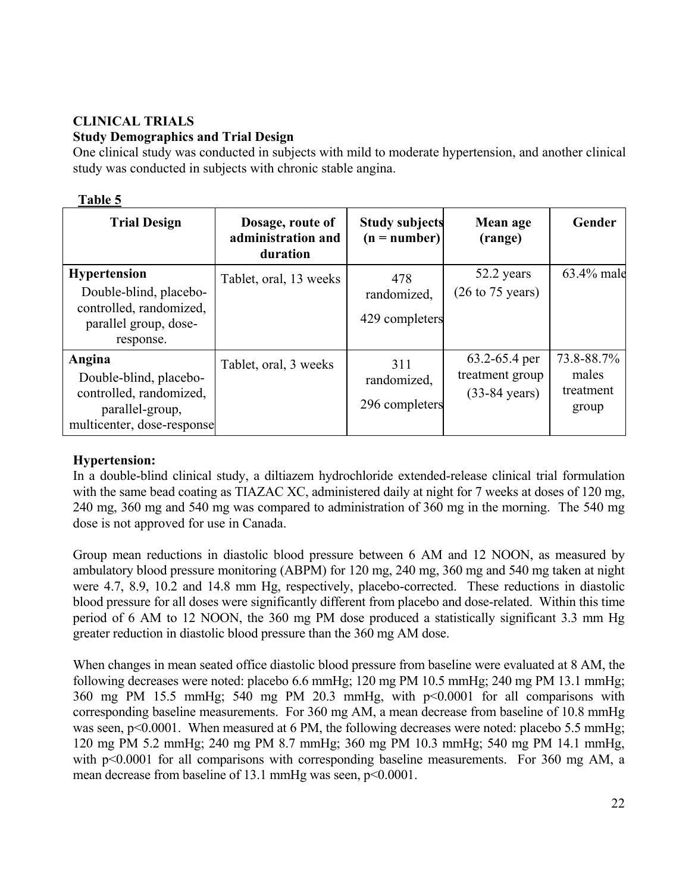**CLINICAL TRIALS**

**Study Demographics and Trial Design**

One clinical study was conducted in subjects with mild to moderate hypertension, and another clinical study was conducted in subjects with chronic stable angina.

**Table 5**

| Trial Design | Dosage, route of administration and duration | Study subjects (n = number) | Mean age (range) | Gender |
|---|---|---|---|---|
| **Hypertension** Double-blind, placebo-controlled, randomized, parallel group, dose-response. | Tablet, oral, 13 weeks | 478 randomized, 429 completers | 52.2 years (26 to 75 years) | 63.4% male |
| **Angina** Double-blind, placebo-controlled, randomized, parallel-group, multicenter, dose-response | Tablet, oral, 3 weeks | 311 randomized, 296 completers | 63.2-65.4 per treatment group (33-84 years) | 73.8-88.7% males treatment group |

**Hypertension:**

In a double-blind clinical study, a diltiazem hydrochloride extended-release clinical trial formulation with the same bead coating as TIAZAC XC, administered daily at night for 7 weeks at doses of 120 mg, 240 mg, 360 mg and 540 mg was compared to administration of 360 mg in the morning. The 540 mg dose is not approved for use in Canada.

Group mean reductions in diastolic blood pressure between 6 AM and 12 NOON, as measured by ambulatory blood pressure monitoring (ABPM) for 120 mg, 240 mg, 360 mg and 540 mg taken at night were 4.7, 8.9, 10.2 and 14.8 mm Hg, respectively, placebo-corrected. These reductions in diastolic blood pressure for all doses were significantly different from placebo and dose-related. Within this time period of 6 AM to 12 NOON, the 360 mg PM dose produced a statistically significant 3.3 mm Hg greater reduction in diastolic blood pressure than the 360 mg AM dose.

When changes in mean seated office diastolic blood pressure from baseline were evaluated at 8 AM, the following decreases were noted: placebo 6.6 mmHg; 120 mg PM 10.5 mmHg; 240 mg PM 13.1 mmHg; 360 mg PM 15.5 mmHg; 540 mg PM 20.3 mmHg, with $p<0.0001$ for all comparisons with corresponding baseline measurements. For 360 mg AM, a mean decrease from baseline of 10.8 mmHg was seen, $p<0.0001$. When measured at 6 PM, the following decreases were noted: placebo 5.5 mmHg; 120 mg PM 5.2 mmHg; 240 mg PM 8.7 mmHg; 360 mg PM 10.3 mmHg; 540 mg PM 14.1 mmHg, with $p<0.0001$ for all comparisons with corresponding baseline measurements. For 360 mg AM, a mean decrease from baseline of 13.1 mmHg was seen, $p<0.0001$.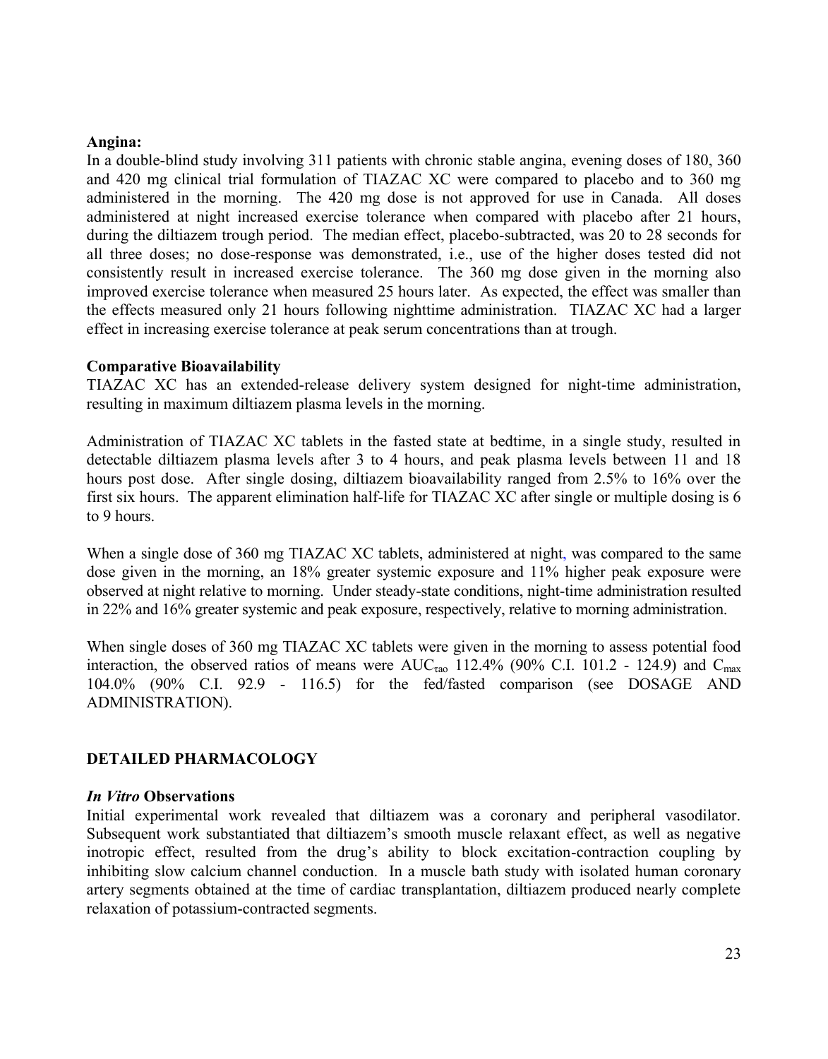**Angina:**
In a double-blind study involving 311 patients with chronic stable angina, evening doses of 180, 360 and 420 mg clinical trial formulation of TIAZAC XC were compared to placebo and to 360 mg administered in the morning. The 420 mg dose is not approved for use in Canada. All doses administered at night increased exercise tolerance when compared with placebo after 21 hours, during the diltiazem trough period. The median effect, placebo-subtracted, was 20 to 28 seconds for all three doses; no dose-response was demonstrated, i.e., use of the higher doses tested did not consistently result in increased exercise tolerance. The 360 mg dose given in the morning also improved exercise tolerance when measured 25 hours later. As expected, the effect was smaller than the effects measured only 21 hours following nighttime administration. TIAZAC XC had a larger effect in increasing exercise tolerance at peak serum concentrations than at trough.

**Comparative Bioavailability**
TIAZAC XC has an extended-release delivery system designed for night-time administration, resulting in maximum diltiazem plasma levels in the morning.

Administration of TIAZAC XC tablets in the fasted state at bedtime, in a single study, resulted in detectable diltiazem plasma levels after 3 to 4 hours, and peak plasma levels between 11 and 18 hours post dose. After single dosing, diltiazem bioavailability ranged from 2.5% to 16% over the first six hours. The apparent elimination half-life for TIAZAC XC after single or multiple dosing is 6 to 9 hours.

When a single dose of 360 mg TIAZAC XC tablets, administered at night, was compared to the same dose given in the morning, an 18% greater systemic exposure and 11% higher peak exposure were observed at night relative to morning. Under steady-state conditions, night-time administration resulted in 22% and 16% greater systemic and peak exposure, respectively, relative to morning administration.

When single doses of 360 mg TIAZAC XC tablets were given in the morning to assess potential food interaction, the observed ratios of means were $AUC_{\tau ao}$ 112.4% (90% C.I. 101.2 - 124.9) and $C_{max}$ 104.0% (90% C.I. 92.9 - 116.5) for the fed/fasted comparison (see DOSAGE AND ADMINISTRATION).

## DETAILED PHARMACOLOGY

***In Vitro* Observations**
Initial experimental work revealed that diltiazem was a coronary and peripheral vasodilator. Subsequent work substantiated that diltiazem's smooth muscle relaxant effect, as well as negative inotropic effect, resulted from the drug's ability to block excitation-contraction coupling by inhibiting slow calcium channel conduction. In a muscle bath study with isolated human coronary artery segments obtained at the time of cardiac transplantation, diltiazem produced nearly complete relaxation of potassium-contracted segments.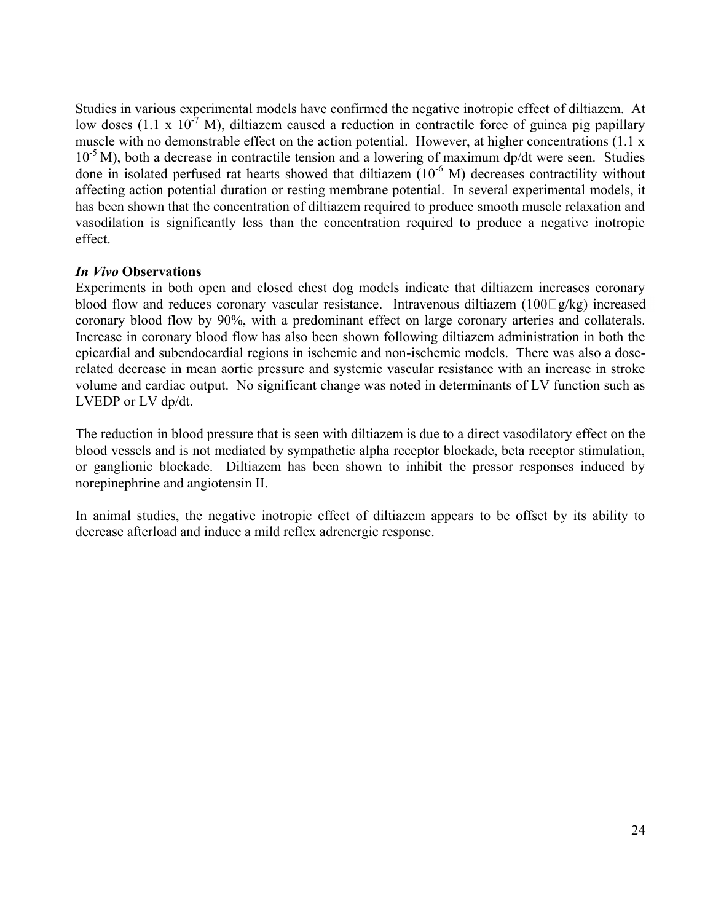Studies in various experimental models have confirmed the negative inotropic effect of diltiazem. At low doses ($1.1 \times 10^{-7}$ M), diltiazem caused a reduction in contractile force of guinea pig papillary muscle with no demonstrable effect on the action potential. However, at higher concentrations ($1.1 \times 10^{-5}$ M), both a decrease in contractile tension and a lowering of maximum dp/dt were seen. Studies done in isolated perfused rat hearts showed that diltiazem ($10^{-6}$ M) decreases contractility without affecting action potential duration or resting membrane potential. In several experimental models, it has been shown that the concentration of diltiazem required to produce smooth muscle relaxation and vasodilation is significantly less than the concentration required to produce a negative inotropic effect.

***In Vivo* Observations**

Experiments in both open and closed chest dog models indicate that diltiazem increases coronary blood flow and reduces coronary vascular resistance. Intravenous diltiazem (100 μg/kg) increased coronary blood flow by 90%, with a predominant effect on large coronary arteries and collaterals. Increase in coronary blood flow has also been shown following diltiazem administration in both the epicardial and subendocardial regions in ischemic and non-ischemic models. There was also a dose-related decrease in mean aortic pressure and systemic vascular resistance with an increase in stroke volume and cardiac output. No significant change was noted in determinants of LV function such as LVEDP or LV dp/dt.

The reduction in blood pressure that is seen with diltiazem is due to a direct vasodilatory effect on the blood vessels and is not mediated by sympathetic alpha receptor blockade, beta receptor stimulation, or ganglionic blockade. Diltiazem has been shown to inhibit the pressor responses induced by norepinephrine and angiotensin II.

In animal studies, the negative inotropic effect of diltiazem appears to be offset by its ability to decrease afterload and induce a mild reflex adrenergic response.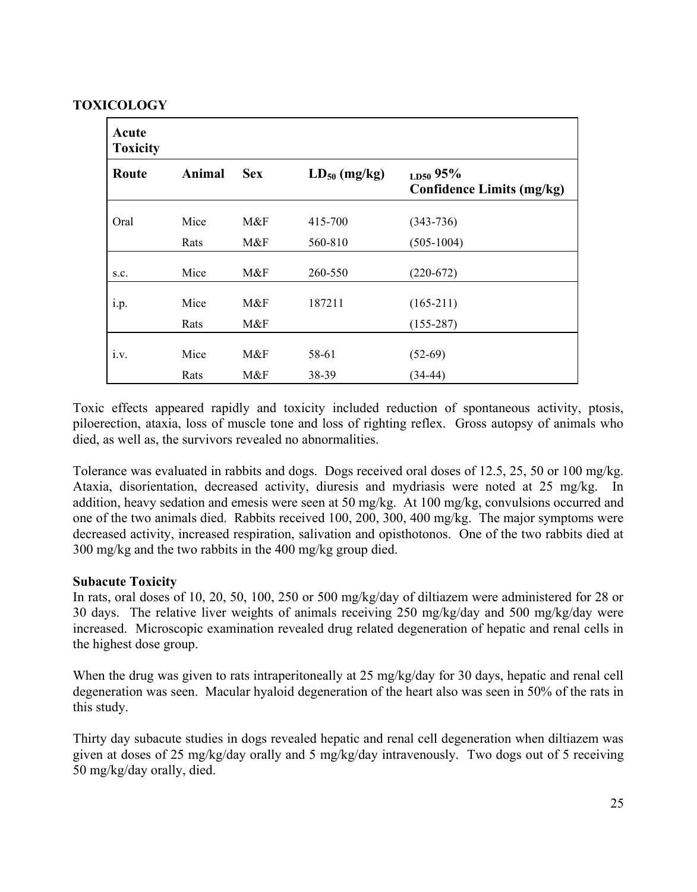**TOXICOLOGY**

| **Acute Toxicity** | | | | |
|---|---|---|---|---|
| **Route** | **Animal** | **Sex** | **$LD_{50}$ (mg/kg)** | **$_{LD50}$ 95% Confidence Limits (mg/kg)** |
| Oral | Mice | M&F | 415-700 | (343-736) |
| | Rats | M&F | 560-810 | (505-1004) |
| s.c. | Mice | M&F | 260-550 | (220-672) |
| i.p. | Mice | M&F | 187211 | (165-211) |
| | Rats | M&F | | (155-287) |
| i.v. | Mice | M&F | 58-61 | (52-69) |
| | Rats | M&F | 38-39 | (34-44) |

Toxic effects appeared rapidly and toxicity included reduction of spontaneous activity, ptosis, piloerection, ataxia, loss of muscle tone and loss of righting reflex. Gross autopsy of animals who died, as well as, the survivors revealed no abnormalities.

Tolerance was evaluated in rabbits and dogs. Dogs received oral doses of 12.5, 25, 50 or 100 mg/kg. Ataxia, disorientation, decreased activity, diuresis and mydriasis were noted at 25 mg/kg. In addition, heavy sedation and emesis were seen at 50 mg/kg. At 100 mg/kg, convulsions occurred and one of the two animals died. Rabbits received 100, 200, 300, 400 mg/kg. The major symptoms were decreased activity, increased respiration, salivation and opisthotonos. One of the two rabbits died at 300 mg/kg and the two rabbits in the 400 mg/kg group died.

**Subacute Toxicity**

In rats, oral doses of 10, 20, 50, 100, 250 or 500 mg/kg/day of diltiazem were administered for 28 or 30 days. The relative liver weights of animals receiving 250 mg/kg/day and 500 mg/kg/day were increased. Microscopic examination revealed drug related degeneration of hepatic and renal cells in the highest dose group.

When the drug was given to rats intraperitoneally at 25 mg/kg/day for 30 days, hepatic and renal cell degeneration was seen. Macular hyaloid degeneration of the heart also was seen in 50% of the rats in this study.

Thirty day subacute studies in dogs revealed hepatic and renal cell degeneration when diltiazem was given at doses of 25 mg/kg/day orally and 5 mg/kg/day intravenously. Two dogs out of 5 receiving 50 mg/kg/day orally, died.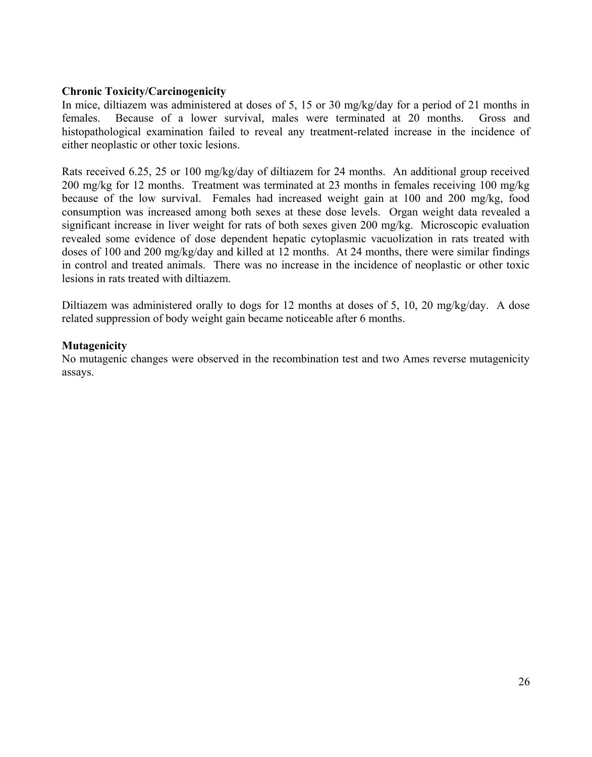**Chronic Toxicity/Carcinogenicity**

In mice, diltiazem was administered at doses of 5, 15 or 30 mg/kg/day for a period of 21 months in females. Because of a lower survival, males were terminated at 20 months. Gross and histopathological examination failed to reveal any treatment-related increase in the incidence of either neoplastic or other toxic lesions.

Rats received 6.25, 25 or 100 mg/kg/day of diltiazem for 24 months. An additional group received 200 mg/kg for 12 months. Treatment was terminated at 23 months in females receiving 100 mg/kg because of the low survival. Females had increased weight gain at 100 and 200 mg/kg, food consumption was increased among both sexes at these dose levels. Organ weight data revealed a significant increase in liver weight for rats of both sexes given 200 mg/kg. Microscopic evaluation revealed some evidence of dose dependent hepatic cytoplasmic vacuolization in rats treated with doses of 100 and 200 mg/kg/day and killed at 12 months. At 24 months, there were similar findings in control and treated animals. There was no increase in the incidence of neoplastic or other toxic lesions in rats treated with diltiazem.

Diltiazem was administered orally to dogs for 12 months at doses of 5, 10, 20 mg/kg/day. A dose related suppression of body weight gain became noticeable after 6 months.

**Mutagenicity**

No mutagenic changes were observed in the recombination test and two Ames reverse mutagenicity assays.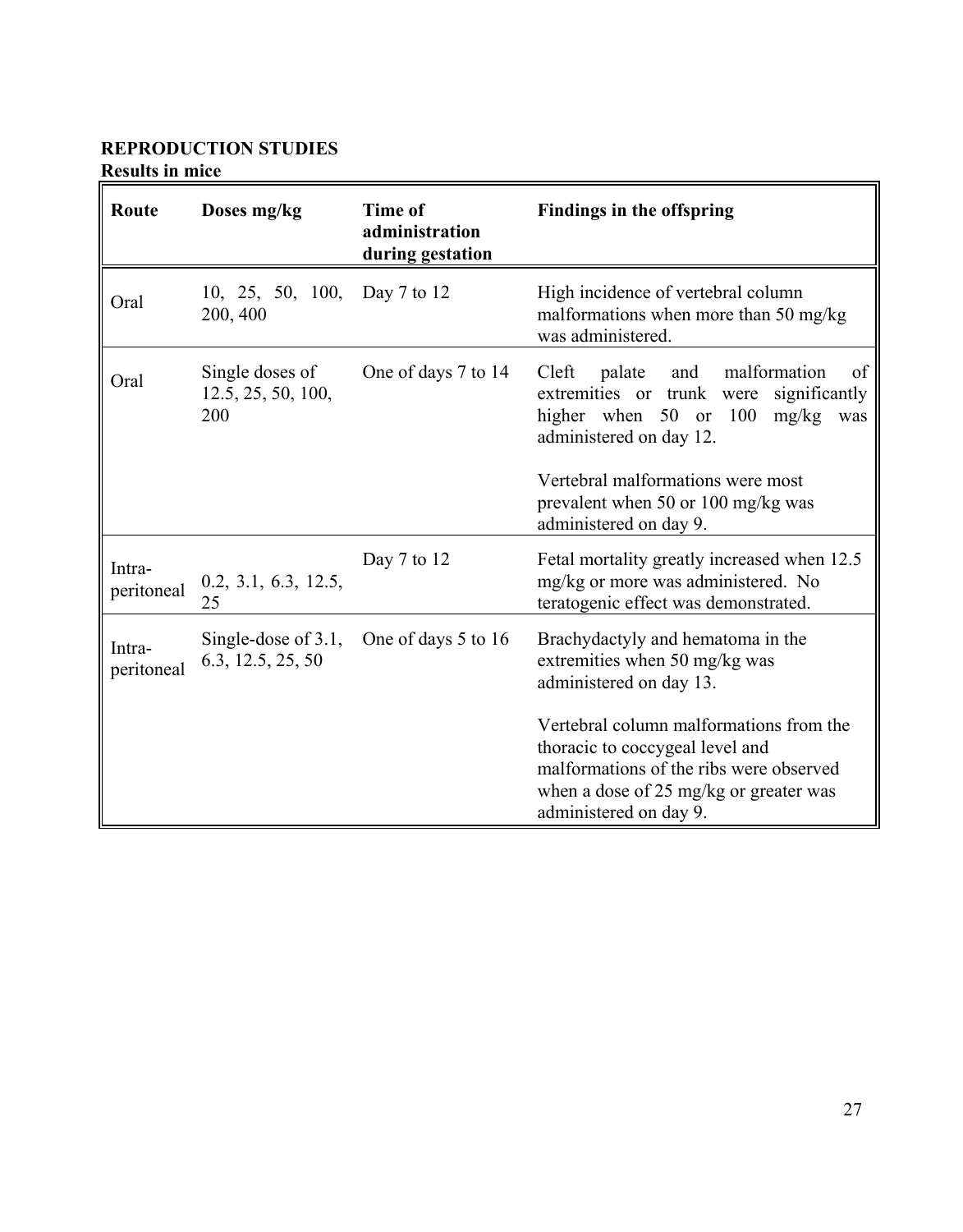**REPRODUCTION STUDIES**

**Results in mice**

| Route | Doses mg/kg | Time of administration during gestation | Findings in the offspring |
|---|---|---|---|
| Oral | 10, 25, 50, 100, 200, 400 | Day 7 to 12 | High incidence of vertebral column malformations when more than 50 mg/kg was administered. |
| Oral | Single doses of 12.5, 25, 50, 100, 200 | One of days 7 to 14 | Cleft palate and malformation of extremities or trunk were significantly higher when 50 or 100 mg/kg was administered on day 12.<br><br>Vertebral malformations were most prevalent when 50 or 100 mg/kg was administered on day 9. |
| Intra-peritoneal | 0.2, 3.1, 6.3, 12.5, 25 | Day 7 to 12 | Fetal mortality greatly increased when 12.5 mg/kg or more was administered. No teratogenic effect was demonstrated. |
| Intra-peritoneal | Single-dose of 3.1, 6.3, 12.5, 25, 50 | One of days 5 to 16 | Brachydactyly and hematoma in the extremities when 50 mg/kg was administered on day 13.<br><br>Vertebral column malformations from the thoracic to coccygeal level and malformations of the ribs were observed when a dose of 25 mg/kg or greater was administered on day 9. |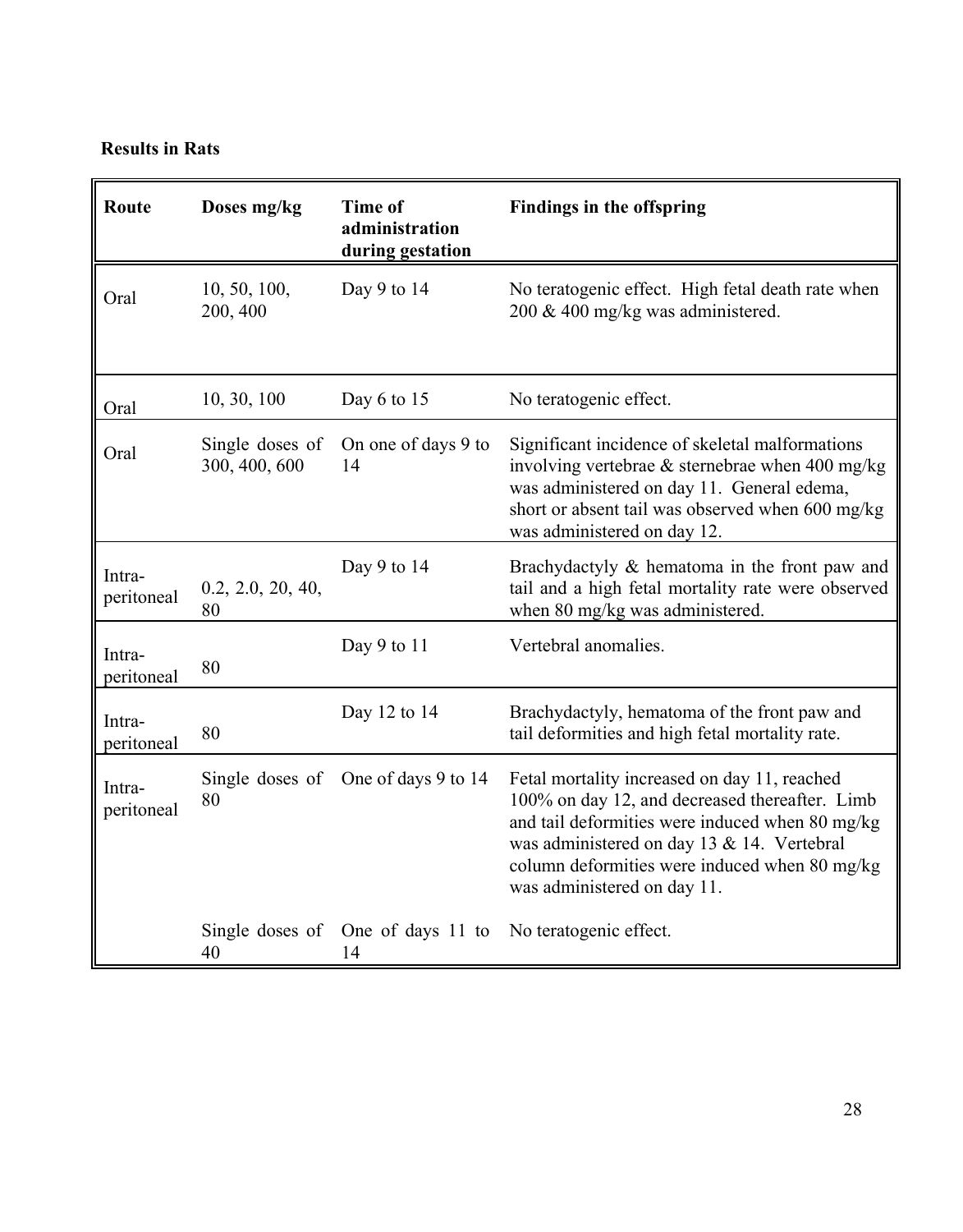**Results in Rats**

| Route | Doses mg/kg | Time of administration during gestation | Findings in the offspring |
| --- | --- | --- | --- |
| Oral | 10, 50, 100, 200, 400 | Day 9 to 14 | No teratogenic effect. High fetal death rate when 200 & 400 mg/kg was administered. |
| Oral | 10, 30, 100 | Day 6 to 15 | No teratogenic effect. |
| Oral | Single doses of 300, 400, 600 | On one of days 9 to 14 | Significant incidence of skeletal malformations involving vertebrae & sternebrae when 400 mg/kg was administered on day 11. General edema, short or absent tail was observed when 600 mg/kg was administered on day 12. |
| Intra-peritoneal | 0.2, 2.0, 20, 40, 80 | Day 9 to 14 | Brachydactyly & hematoma in the front paw and tail and a high fetal mortality rate were observed when 80 mg/kg was administered. |
| Intra-peritoneal | 80 | Day 9 to 11 | Vertebral anomalies. |
| Intra-peritoneal | 80 | Day 12 to 14 | Brachydactyly, hematoma of the front paw and tail deformities and high fetal mortality rate. |
| Intra-peritoneal | Single doses of 80 | One of days 9 to 14 | Fetal mortality increased on day 11, reached 100% on day 12, and decreased thereafter. Limb and tail deformities were induced when 80 mg/kg was administered on day 13 & 14. Vertebral column deformities were induced when 80 mg/kg was administered on day 11. |
| | Single doses of 40 | One of days 11 to 14 | No teratogenic effect. |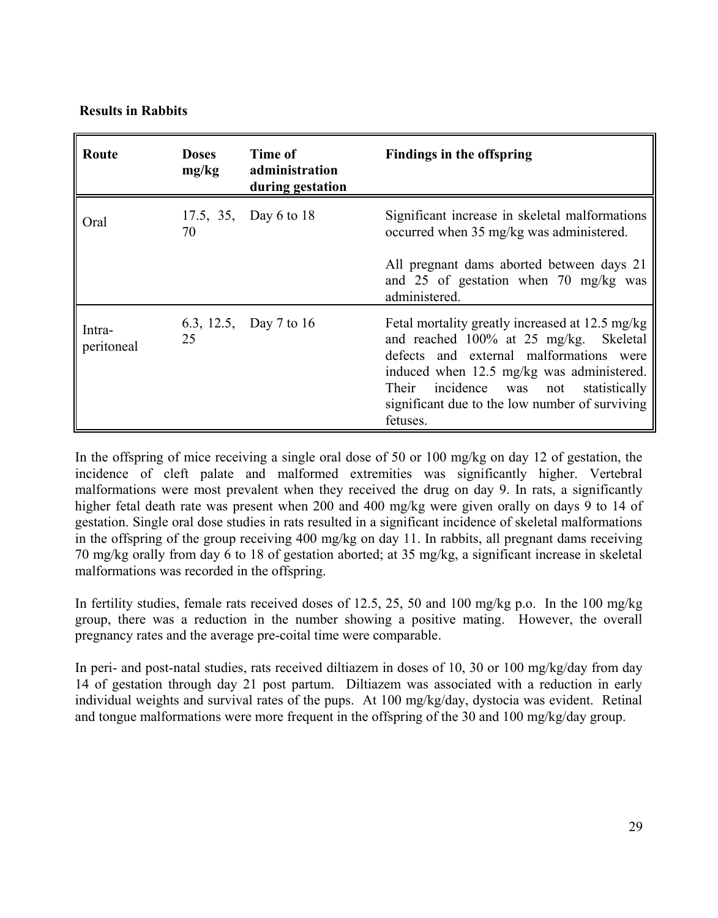**Results in Rabbits**

| Route | Doses mg/kg | Time of administration during gestation | Findings in the offspring |
|---|---|---|---|
| Oral | 17.5, 35, 70 | Day 6 to 18 | Significant increase in skeletal malformations occurred when 35 mg/kg was administered.<br><br>All pregnant dams aborted between days 21 and 25 of gestation when 70 mg/kg was administered. |
| Intra-peritoneal | 6.3, 12.5, 25 | Day 7 to 16 | Fetal mortality greatly increased at 12.5 mg/kg and reached 100% at 25 mg/kg. Skeletal defects and external malformations were induced when 12.5 mg/kg was administered. Their incidence was not statistically significant due to the low number of surviving fetuses. |

In the offspring of mice receiving a single oral dose of 50 or 100 mg/kg on day 12 of gestation, the incidence of cleft palate and malformed extremities was significantly higher. Vertebral malformations were most prevalent when they received the drug on day 9. In rats, a significantly higher fetal death rate was present when 200 and 400 mg/kg were given orally on days 9 to 14 of gestation. Single oral dose studies in rats resulted in a significant incidence of skeletal malformations in the offspring of the group receiving 400 mg/kg on day 11. In rabbits, all pregnant dams receiving 70 mg/kg orally from day 6 to 18 of gestation aborted; at 35 mg/kg, a significant increase in skeletal malformations was recorded in the offspring.

In fertility studies, female rats received doses of 12.5, 25, 50 and 100 mg/kg p.o. In the 100 mg/kg group, there was a reduction in the number showing a positive mating. However, the overall pregnancy rates and the average pre-coital time were comparable.

In peri- and post-natal studies, rats received diltiazem in doses of 10, 30 or 100 mg/kg/day from day 14 of gestation through day 21 post partum. Diltiazem was associated with a reduction in early individual weights and survival rates of the pups. At 100 mg/kg/day, dystocia was evident. Retinal and tongue malformations were more frequent in the offspring of the 30 and 100 mg/kg/day group.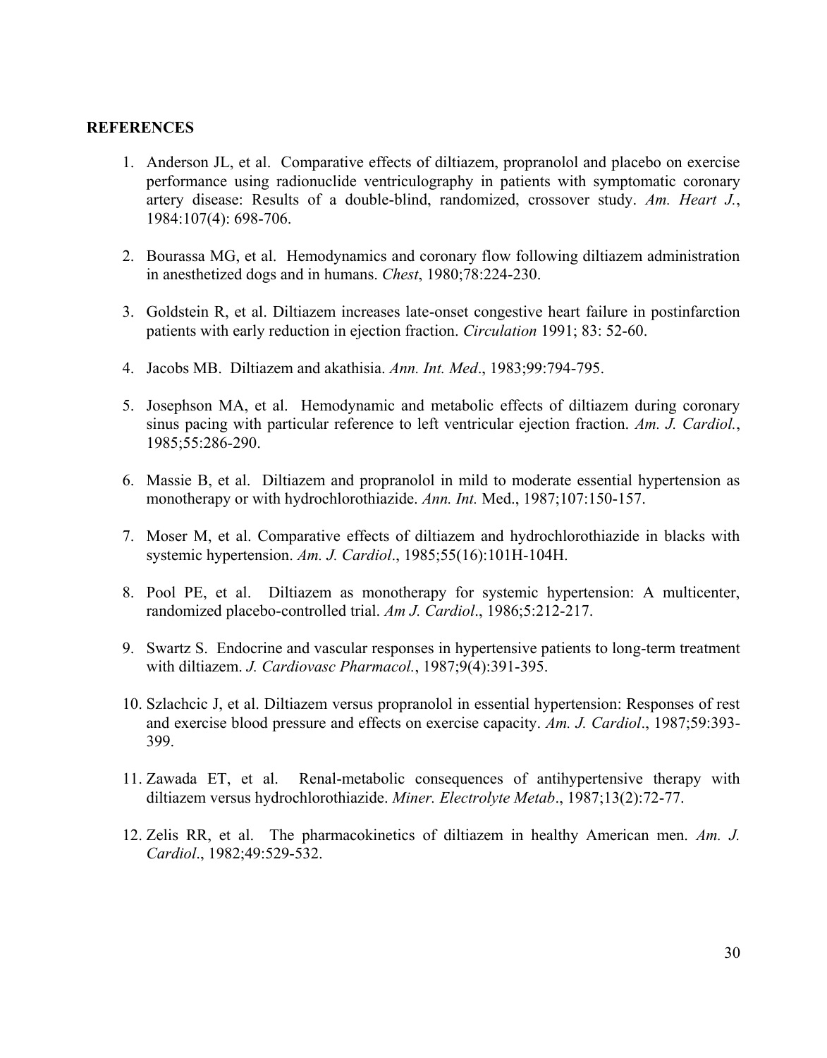## REFERENCES

1. Anderson JL, et al. Comparative effects of diltiazem, propranolol and placebo on exercise performance using radionuclide ventriculography in patients with symptomatic coronary artery disease: Results of a double-blind, randomized, crossover study. *Am. Heart J.*, 1984:107(4): 698-706.

2. Bourassa MG, et al. Hemodynamics and coronary flow following diltiazem administration in anesthetized dogs and in humans. *Chest*, 1980;78:224-230.

3. Goldstein R, et al. Diltiazem increases late-onset congestive heart failure in postinfarction patients with early reduction in ejection fraction. *Circulation* 1991; 83: 52-60.

4. Jacobs MB. Diltiazem and akathisia. *Ann. Int. Med*., 1983;99:794-795.

5. Josephson MA, et al. Hemodynamic and metabolic effects of diltiazem during coronary sinus pacing with particular reference to left ventricular ejection fraction. *Am. J. Cardiol.*, 1985;55:286-290.

6. Massie B, et al. Diltiazem and propranolol in mild to moderate essential hypertension as monotherapy or with hydrochlorothiazide. *Ann. Int.* Med., 1987;107:150-157.

7. Moser M, et al. Comparative effects of diltiazem and hydrochlorothiazide in blacks with systemic hypertension. *Am. J. Cardiol*., 1985;55(16):101H-104H.

8. Pool PE, et al. Diltiazem as monotherapy for systemic hypertension: A multicenter, randomized placebo-controlled trial. *Am J. Cardiol*., 1986;5:212-217.

9. Swartz S. Endocrine and vascular responses in hypertensive patients to long-term treatment with diltiazem. *J. Cardiovasc Pharmacol.*, 1987;9(4):391-395.

10. Szlachcic J, et al. Diltiazem versus propranolol in essential hypertension: Responses of rest and exercise blood pressure and effects on exercise capacity. *Am. J. Cardiol*., 1987;59:393-399.

11. Zawada ET, et al. Renal-metabolic consequences of antihypertensive therapy with diltiazem versus hydrochlorothiazide. *Miner. Electrolyte Metab*., 1987;13(2):72-77.

12. Zelis RR, et al. The pharmacokinetics of diltiazem in healthy American men. *Am. J. Cardiol*., 1982;49:529-532.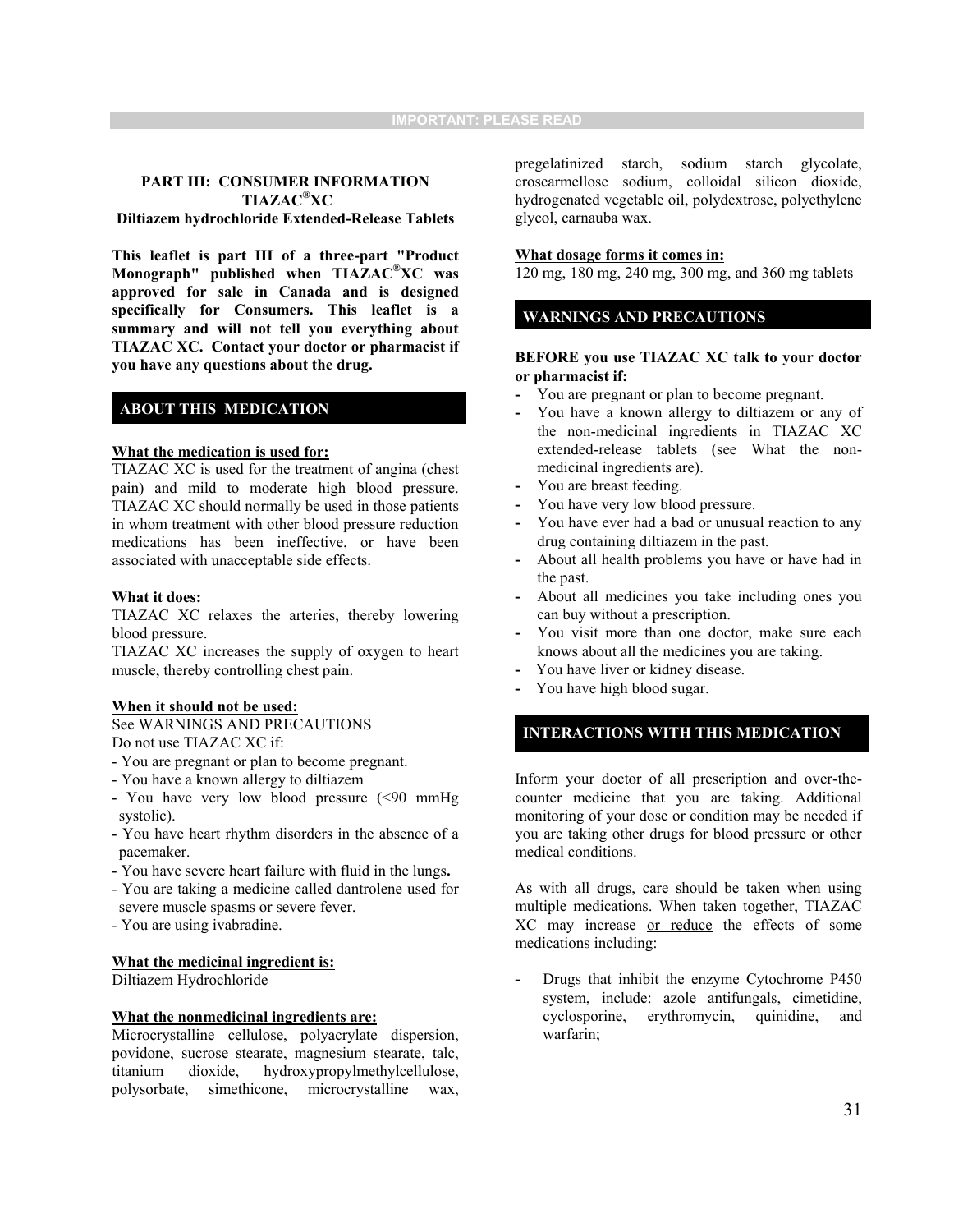## PART III: CONSUMER INFORMATION

## TIAZAC®XC

### Diltiazem hydrochloride Extended-Release Tablets

**This leaflet is part III of a three-part "Product Monograph" published when TIAZAC®XC was approved for sale in Canada and is designed specifically for Consumers. This leaflet is a summary and will not tell you everything about TIAZAC XC. Contact your doctor or pharmacist if you have any questions about the drug.**

## ABOUT THIS MEDICATION

**What the medication is used for:**

TIAZAC XC is used for the treatment of angina (chest pain) and mild to moderate high blood pressure. TIAZAC XC should normally be used in those patients in whom treatment with other blood pressure reduction medications has been ineffective, or have been associated with unacceptable side effects.

**What it does:**

TIAZAC XC relaxes the arteries, thereby lowering blood pressure.

TIAZAC XC increases the supply of oxygen to heart muscle, thereby controlling chest pain.

**When it should not be used:**

See WARNINGS AND PRECAUTIONS

Do not use TIAZAC XC if:

- You are pregnant or plan to become pregnant.
- You have a known allergy to diltiazem
- You have very low blood pressure (<90 mmHg systolic).
- You have heart rhythm disorders in the absence of a pacemaker.
- You have severe heart failure with fluid in the lungs**.**
- You are taking a medicine called dantrolene used for severe muscle spasms or severe fever.
- You are using ivabradine.

**What the medicinal ingredient is:**

Diltiazem Hydrochloride

**What the nonmedicinal ingredients are:**

Microcrystalline cellulose, polyacrylate dispersion, povidone, sucrose stearate, magnesium stearate, talc, titanium dioxide, hydroxypropylmethylcellulose, polysorbate, simethicone, microcrystalline wax, pregelatinized starch, sodium starch glycolate, croscarmellose sodium, colloidal silicon dioxide, hydrogenated vegetable oil, polydextrose, polyethylene glycol, carnauba wax.

**What dosage forms it comes in:**

120 mg, 180 mg, 240 mg, 300 mg, and 360 mg tablets

## WARNINGS AND PRECAUTIONS

**BEFORE you use TIAZAC XC talk to your doctor or pharmacist if:**

- You are pregnant or plan to become pregnant.
- You have a known allergy to diltiazem or any of the non-medicinal ingredients in TIAZAC XC extended-release tablets (see What the non-medicinal ingredients are).
- You are breast feeding.
- You have very low blood pressure.
- You have ever had a bad or unusual reaction to any drug containing diltiazem in the past.
- About all health problems you have or have had in the past.
- About all medicines you take including ones you can buy without a prescription.
- You visit more than one doctor, make sure each knows about all the medicines you are taking.
- You have liver or kidney disease.
- You have high blood sugar.

## INTERACTIONS WITH THIS MEDICATION

Inform your doctor of all prescription and over-the-counter medicine that you are taking. Additional monitoring of your dose or condition may be needed if you are taking other drugs for blood pressure or other medical conditions.

As with all drugs, care should be taken when using multiple medications. When taken together, TIAZAC XC may increase or reduce the effects of some medications including:

- Drugs that inhibit the enzyme Cytochrome P450 system, include: azole antifungals, cimetidine, cyclosporine, erythromycin, quinidine, and warfarin;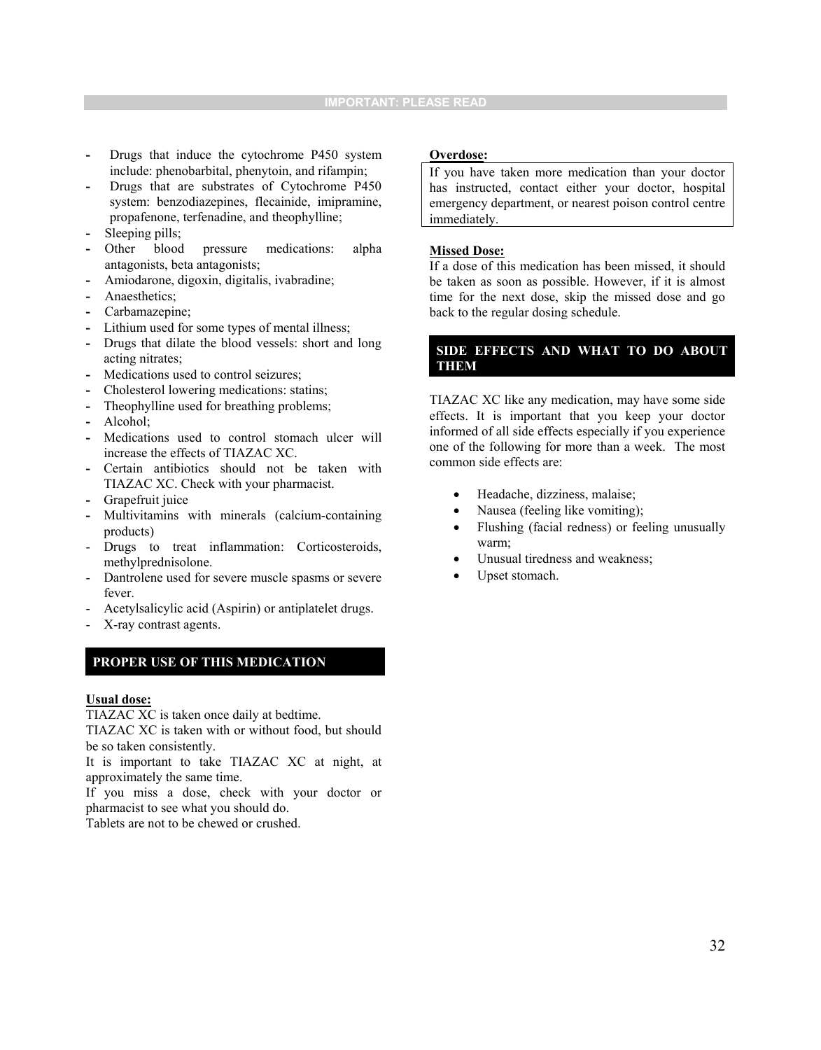- Drugs that induce the cytochrome P450 system include: phenobarbital, phenytoin, and rifampin;
- Drugs that are substrates of Cytochrome P450 system: benzodiazepines, flecainide, imipramine, propafenone, terfenadine, and theophylline;
- Sleeping pills;
- Other blood pressure medications: alpha antagonists, beta antagonists;
- Amiodarone, digoxin, digitalis, ivabradine;
- Anaesthetics;
- Carbamazepine;
- Lithium used for some types of mental illness;
- Drugs that dilate the blood vessels: short and long acting nitrates;
- Medications used to control seizures;
- Cholesterol lowering medications: statins;
- Theophylline used for breathing problems;
- Alcohol;
- Medications used to control stomach ulcer will increase the effects of TIAZAC XC.
- Certain antibiotics should not be taken with TIAZAC XC. Check with your pharmacist.
- Grapefruit juice
- Multivitamins with minerals (calcium-containing products)
- Drugs to treat inflammation: Corticosteroids, methylprednisolone.
- Dantrolene used for severe muscle spasms or severe fever.
- Acetylsalicylic acid (Aspirin) or antiplatelet drugs.
- X-ray contrast agents.

## PROPER USE OF THIS MEDICATION

**Usual dose:**

TIAZAC XC is taken once daily at bedtime.

TIAZAC XC is taken with or without food, but should be so taken consistently.

It is important to take TIAZAC XC at night, at approximately the same time.

If you miss a dose, check with your doctor or pharmacist to see what you should do.

Tablets are not to be chewed or crushed.

**Overdose:**

If you have taken more medication than your doctor has instructed, contact either your doctor, hospital emergency department, or nearest poison control centre immediately.

**Missed Dose:**

If a dose of this medication has been missed, it should be taken as soon as possible. However, if it is almost time for the next dose, skip the missed dose and go back to the regular dosing schedule.

## SIDE EFFECTS AND WHAT TO DO ABOUT THEM

TIAZAC XC like any medication, may have some side effects. It is important that you keep your doctor informed of all side effects especially if you experience one of the following for more than a week. The most common side effects are:

- Headache, dizziness, malaise;
- Nausea (feeling like vomiting);
- Flushing (facial redness) or feeling unusually warm;
- Unusual tiredness and weakness;
- Upset stomach.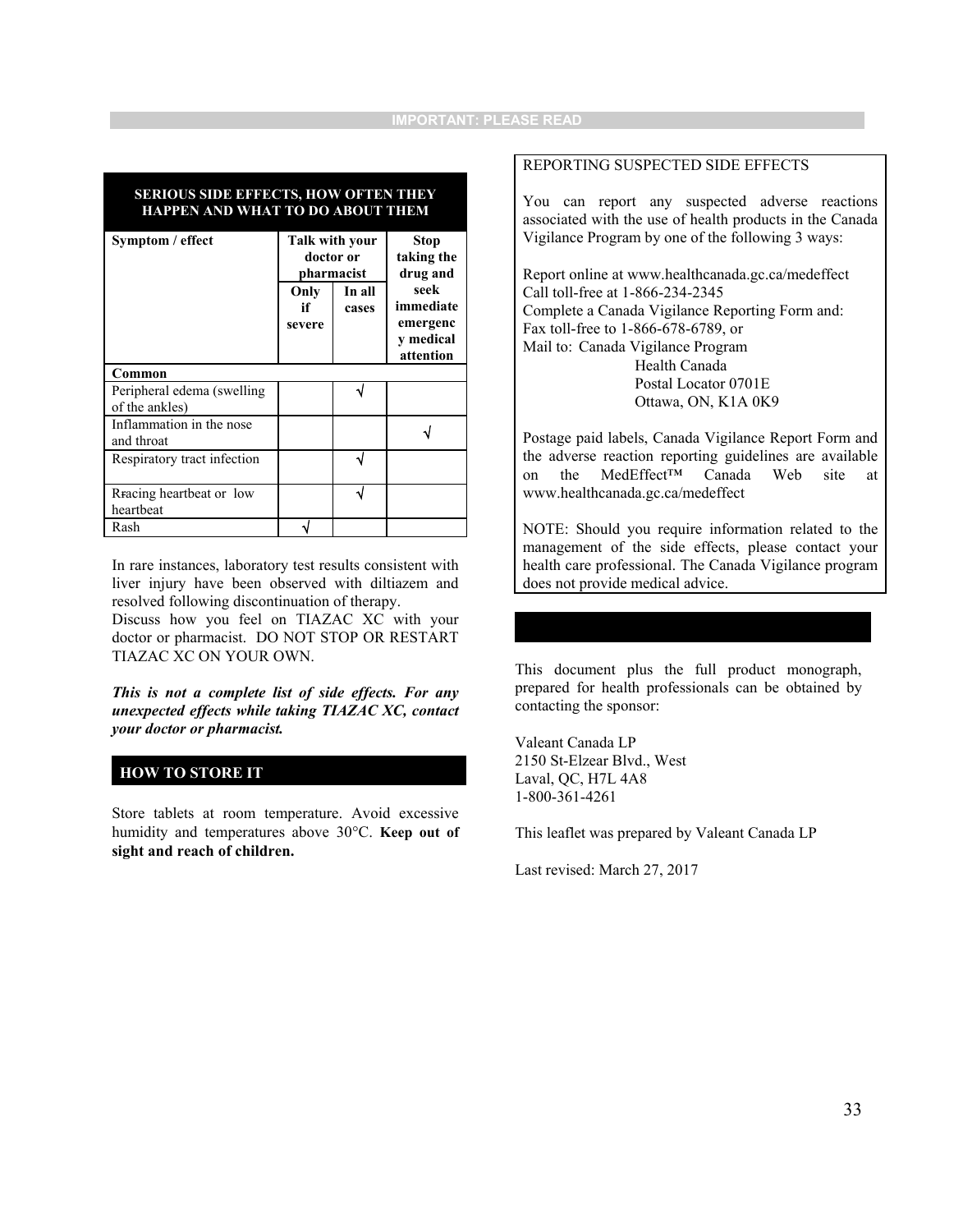### SERIOUS SIDE EFFECTS, HOW OFTEN THEY HAPPEN AND WHAT TO DO ABOUT THEM

| Symptom / effect | Talk with your doctor or pharmacist | | Stop taking the drug and seek immediate emergency medical attention |
|---|---|---|---|
| | Only if severe | In all cases | |
| **Common** | | | |
| Peripheral edema (swelling of the ankles) | | √ | |
| Inflammation in the nose and throat | | | √ |
| Respiratory tract infection | | √ | |
| Rracing heartbeat or low heartbeat | | √ | |
| Rash | √ | | |

In rare instances, laboratory test results consistent with liver injury have been observed with diltiazem and resolved following discontinuation of therapy.

Discuss how you feel on TIAZAC XC with your doctor or pharmacist. DO NOT STOP OR RESTART TIAZAC XC ON YOUR OWN.

***This is not a complete list of side effects. For any unexpected effects while taking TIAZAC XC, contact your doctor or pharmacist.***

### HOW TO STORE IT

Store tablets at room temperature. Avoid excessive humidity and temperatures above 30°C. **Keep out of sight and reach of children.**

REPORTING SUSPECTED SIDE EFFECTS

You can report any suspected adverse reactions associated with the use of health products in the Canada Vigilance Program by one of the following 3 ways:

Report online at www.healthcanada.gc.ca/medeffect
Call toll-free at 1-866-234-2345
Complete a Canada Vigilance Reporting Form and:
Fax toll-free to 1-866-678-6789, or
Mail to: Canada Vigilance Program
Health Canada
Postal Locator 0701E
Ottawa, ON, K1A 0K9

Postage paid labels, Canada Vigilance Report Form and the adverse reaction reporting guidelines are available on the MedEffect™ Canada Web site at www.healthcanada.gc.ca/medeffect

NOTE: Should you require information related to the management of the side effects, please contact your health care professional. The Canada Vigilance program does not provide medical advice.

This document plus the full product monograph, prepared for health professionals can be obtained by contacting the sponsor:

Valeant Canada LP
2150 St-Elzear Blvd., West
Laval, QC, H7L 4A8
1-800-361-4261

This leaflet was prepared by Valeant Canada LP

Last revised: March 27, 2017